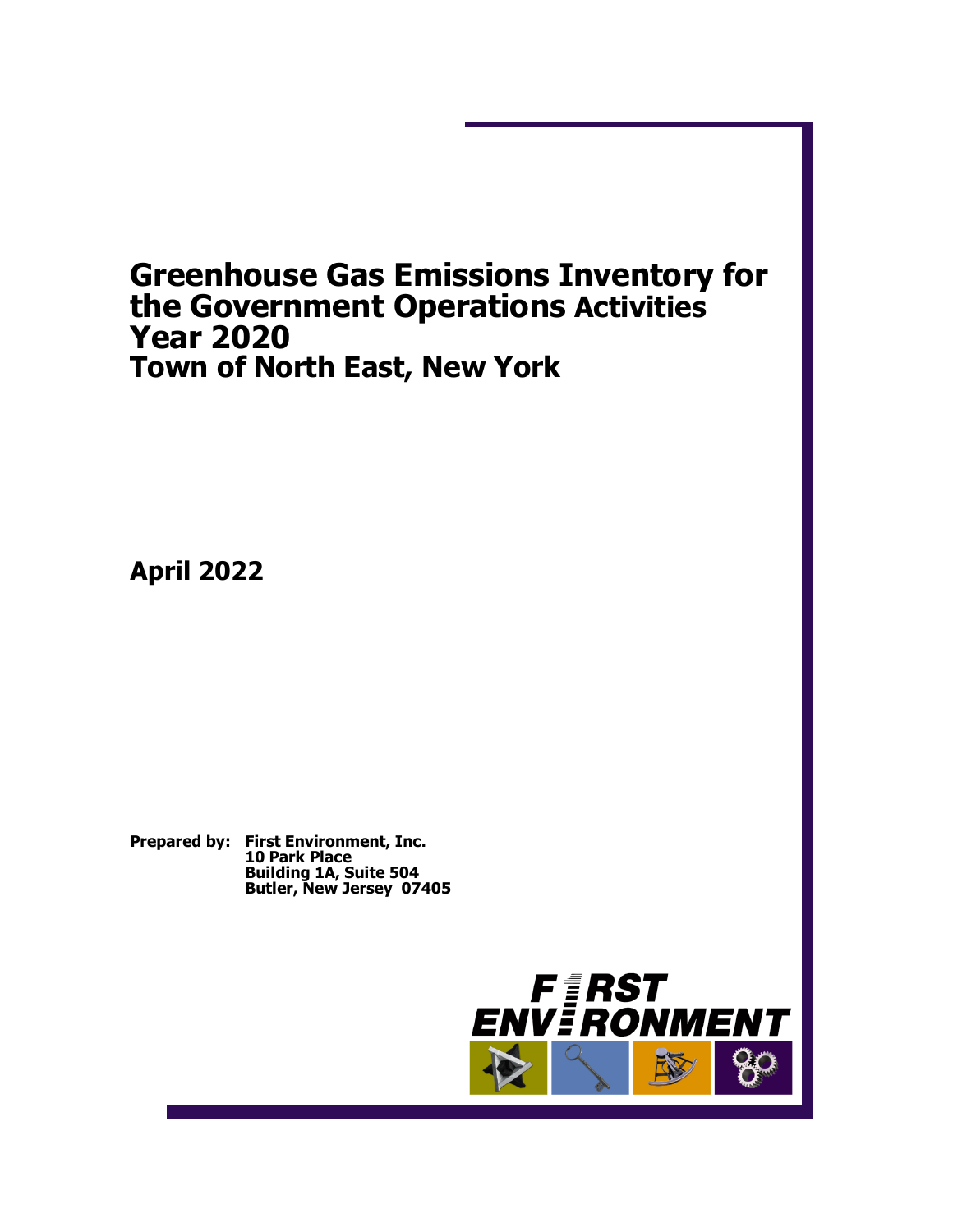# Greenhouse Gas Emissions Inventory for the Government Operations Activities Year 2020

## Town of North East, New York

**April 2022**

**Prepared by:** **First Environment, Inc.**
**10 Park Place**
**Building 1A, Suite 504**
**Butler, New Jersey 07405**

FIRST ENVIRONMENT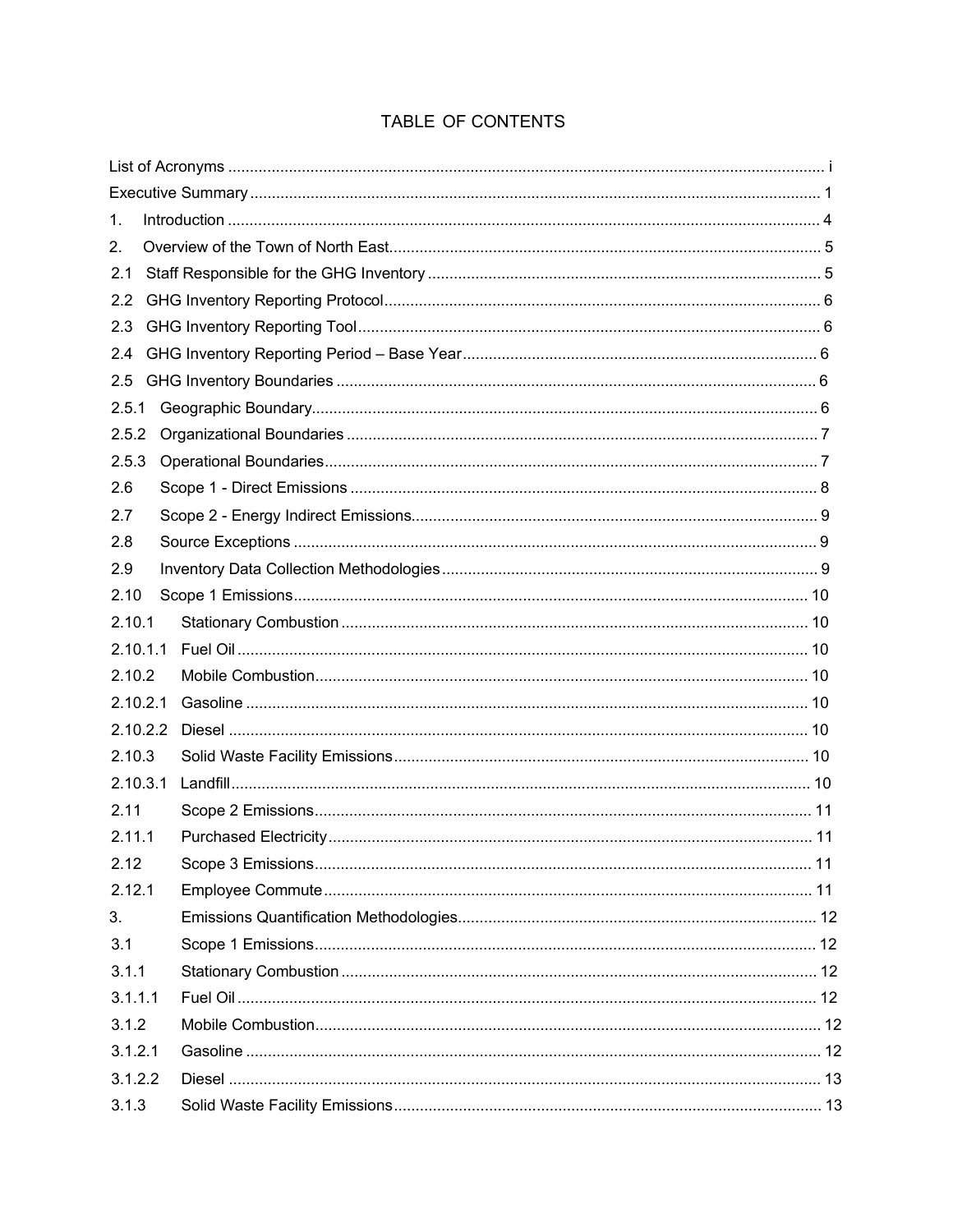# TABLE OF CONTENTS

List of Acronyms ........................................................................................................................... i

Executive Summary ........................................................................................................................ 1

1. Introduction ................................................................................................................................. 4

2. Overview of the Town of North East ........................................................................................ 5

2.1 Staff Responsible for the GHG Inventory ................................................................................ 5

2.2 GHG Inventory Reporting Protocol ......................................................................................... 6

2.3 GHG Inventory Reporting Tool ................................................................................................ 6

2.4 GHG Inventory Reporting Period – Base Year ....................................................................... 6

2.5 GHG Inventory Boundaries ..................................................................................................... 6

2.5.1 Geographic Boundary ........................................................................................................... 6

2.5.2 Organizational Boundaries ................................................................................................... 7

2.5.3 Operational Boundaries ........................................................................................................ 7

2.6 Scope 1 - Direct Emissions ...................................................................................................... 8

2.7 Scope 2 - Energy Indirect Emissions ....................................................................................... 9

2.8 Source Exceptions .................................................................................................................... 9

2.9 Inventory Data Collection Methodologies ................................................................................ 9

2.10 Scope 1 Emissions ................................................................................................................ 10

2.10.1 Stationary Combustion ...................................................................................................... 10

2.10.1.1 Fuel Oil ............................................................................................................................ 10

2.10.2 Mobile Combustion ........................................................................................................... 10

2.10.2.1 Gasoline ........................................................................................................................... 10

2.10.2.2 Diesel ............................................................................................................................... 10

2.10.3 Solid Waste Facility Emissions ......................................................................................... 10

2.10.3.1 Landfill ............................................................................................................................. 10

2.11 Scope 2 Emissions ................................................................................................................ 11

2.11.1 Purchased Electricity ......................................................................................................... 11

2.12 Scope 3 Emissions ................................................................................................................ 11

2.12.1 Employee Commute ........................................................................................................... 11

3. Emissions Quantification Methodologies ................................................................................. 12

3.1 Scope 1 Emissions .................................................................................................................. 12

3.1.1 Stationary Combustion ......................................................................................................... 12

3.1.1.1 Fuel Oil ............................................................................................................................... 12

3.1.2 Mobile Combustion .............................................................................................................. 12

3.1.2.1 Gasoline .............................................................................................................................. 12

3.1.2.2 Diesel .................................................................................................................................. 13

3.1.3 Solid Waste Facility Emissions ............................................................................................ 13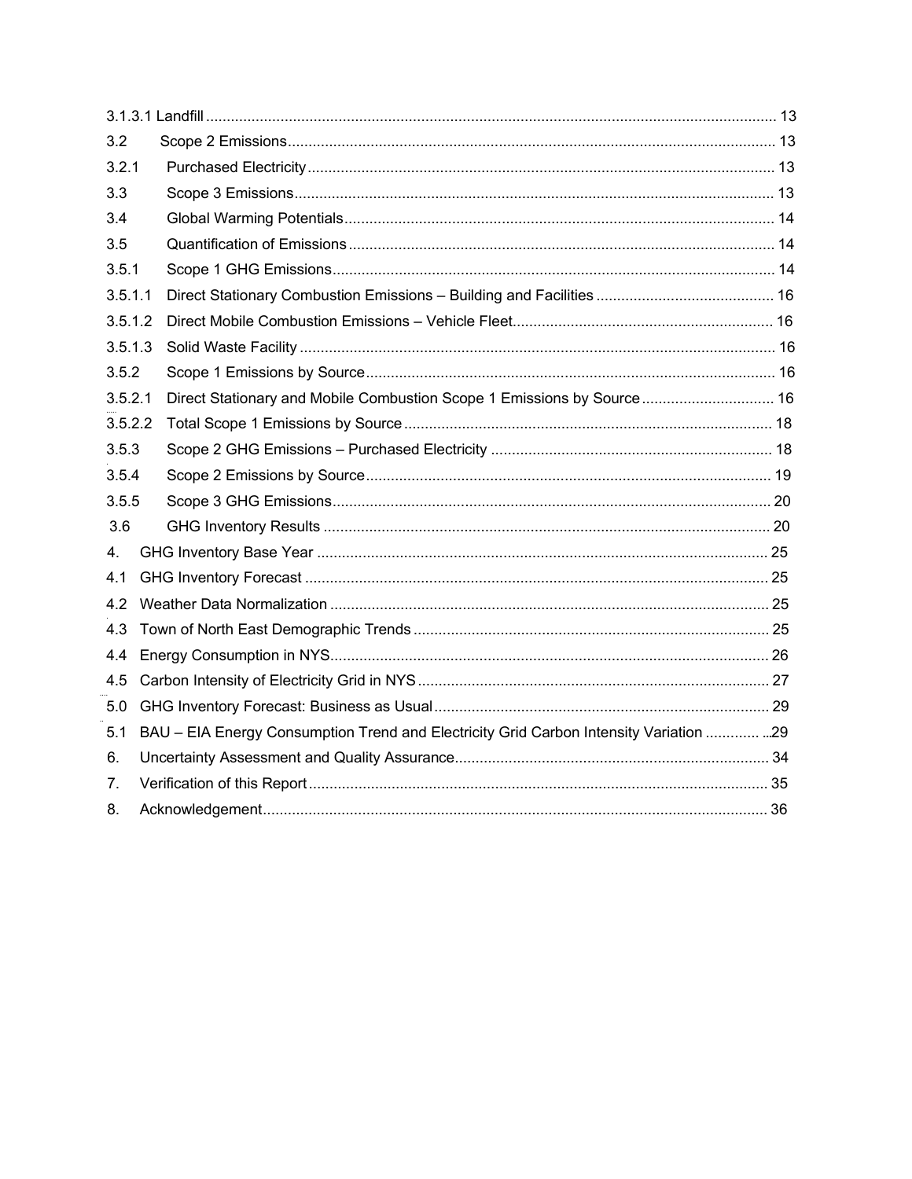3.1.3.1 Landfill ........................................................................................................................................ 13

3.2 Scope 2 Emissions .................................................................................................................... 13

3.2.1 Purchased Electricity ............................................................................................................... 13

3.3 Scope 3 Emissions ................................................................................................................... 13

3.4 Global Warming Potentials ...................................................................................................... 14

3.5 Quantification of Emissions ..................................................................................................... 14

3.5.1 Scope 1 GHG Emissions .......................................................................................................... 14

3.5.1.1 Direct Stationary Combustion Emissions – Building and Facilities .......................................... 16

3.5.1.2 Direct Mobile Combustion Emissions – Vehicle Fleet .............................................................. 16

3.5.1.3 Solid Waste Facility .................................................................................................................. 16

3.5.2 Scope 1 Emissions by Source ................................................................................................. 16

3.5.2.1 Direct Stationary and Mobile Combustion Scope 1 Emissions by Source ................................ 16

3.5.2.2 Total Scope 1 Emissions by Source ........................................................................................ 18

3.5.3 Scope 2 GHG Emissions – Purchased Electricity ................................................................... 18

3.5.4 Scope 2 Emissions by Source ................................................................................................. 19

3.5.5 Scope 3 GHG Emissions ......................................................................................................... 20

3.6 GHG Inventory Results ........................................................................................................... 20

4. GHG Inventory Base Year ........................................................................................................... 25

4.1 GHG Inventory Forecast .............................................................................................................. 25

4.2 Weather Data Normalization ........................................................................................................ 25

4.3 Town of North East Demographic Trends .................................................................................... 25

4.4 Energy Consumption in NYS ......................................................................................................... 26

4.5 Carbon Intensity of Electricity Grid in NYS .................................................................................... 27

5.0 GHG Inventory Forecast: Business as Usual ............................................................................... 29

5.1 BAU – EIA Energy Consumption Trend and Electricity Grid Carbon Intensity Variation ............. ...29

6. Uncertainty Assessment and Quality Assurance ........................................................................... 34

7. Verification of this Report ............................................................................................................. 35

8. Acknowledgement ......................................................................................................................... 36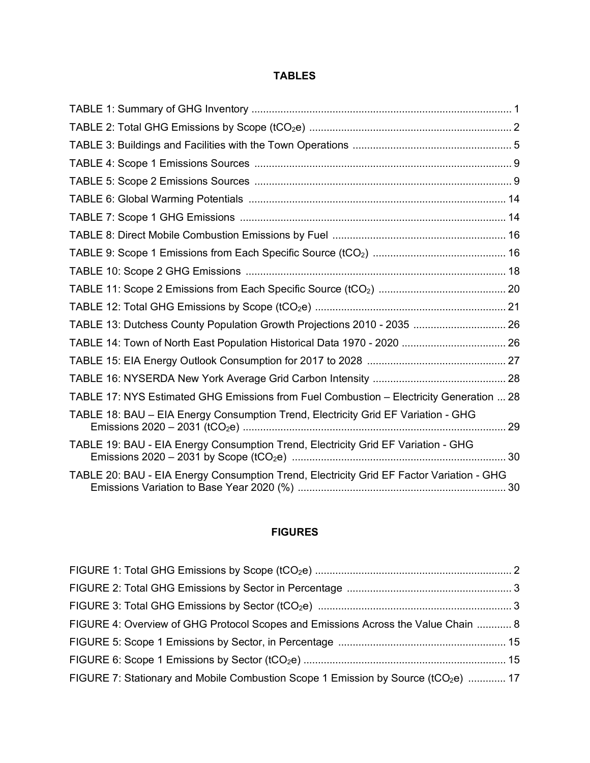**TABLES**

TABLE 1: Summary of GHG Inventory ........................................................................................... 1
TABLE 2: Total GHG Emissions by Scope ($tCO_2e$) ...................................................................... 2
TABLE 3: Buildings and Facilities with the Town Operations ....................................................... 5
TABLE 4: Scope 1 Emissions Sources .......................................................................................... 9
TABLE 5: Scope 2 Emissions Sources .......................................................................................... 9
TABLE 6: Global Warming Potentials .......................................................................................... 14
TABLE 7: Scope 1 GHG Emissions ............................................................................................. 14
TABLE 8: Direct Mobile Combustion Emissions by Fuel ............................................................. 16
TABLE 9: Scope 1 Emissions from Each Specific Source ($tCO_2$) ............................................. 16
TABLE 10: Scope 2 GHG Emissions ........................................................................................... 18
TABLE 11: Scope 2 Emissions from Each Specific Source ($tCO_2$) ............................................ 20
TABLE 12: Total GHG Emissions by Scope ($tCO_2e$) .................................................................. 21
TABLE 13: Dutchess County Population Growth Projections 2010 - 2035 ................................. 26
TABLE 14: Town of North East Population Historical Data 1970 - 2020 .................................... 26
TABLE 15: EIA Energy Outlook Consumption for 2017 to 2028 ................................................. 27
TABLE 16: NYSERDA New York Average Grid Carbon Intensity .............................................. 28
TABLE 17: NYS Estimated GHG Emissions from Fuel Combustion – Electricity Generation ... 28
TABLE 18: BAU – EIA Energy Consumption Trend, Electricity Grid EF Variation - GHG Emissions 2020 – 2031 ($tCO_2e$) ........................................................................................... 29
TABLE 19: BAU - EIA Energy Consumption Trend, Electricity Grid EF Variation - GHG Emissions 2020 – 2031 by Scope ($tCO_2e$) .......................................................................... 30
TABLE 20: BAU - EIA Energy Consumption Trend, Electricity Grid EF Factor Variation - GHG Emissions Variation to Base Year 2020 (%) ........................................................................ 30

**FIGURES**

FIGURE 1: Total GHG Emissions by Scope ($tCO_2e$) .................................................................... 2
FIGURE 2: Total GHG Emissions by Sector in Percentage .......................................................... 3
FIGURE 3: Total GHG Emissions by Sector ($tCO_2e$) ................................................................... 3
FIGURE 4: Overview of GHG Protocol Scopes and Emissions Across the Value Chain ............ 8
FIGURE 5: Scope 1 Emissions by Sector, in Percentage .......................................................... 15
FIGURE 6: Scope 1 Emissions by Sector ($tCO_2e$) ..................................................................... 15
FIGURE 7: Stationary and Mobile Combustion Scope 1 Emission by Source ($tCO_2e$) ............. 17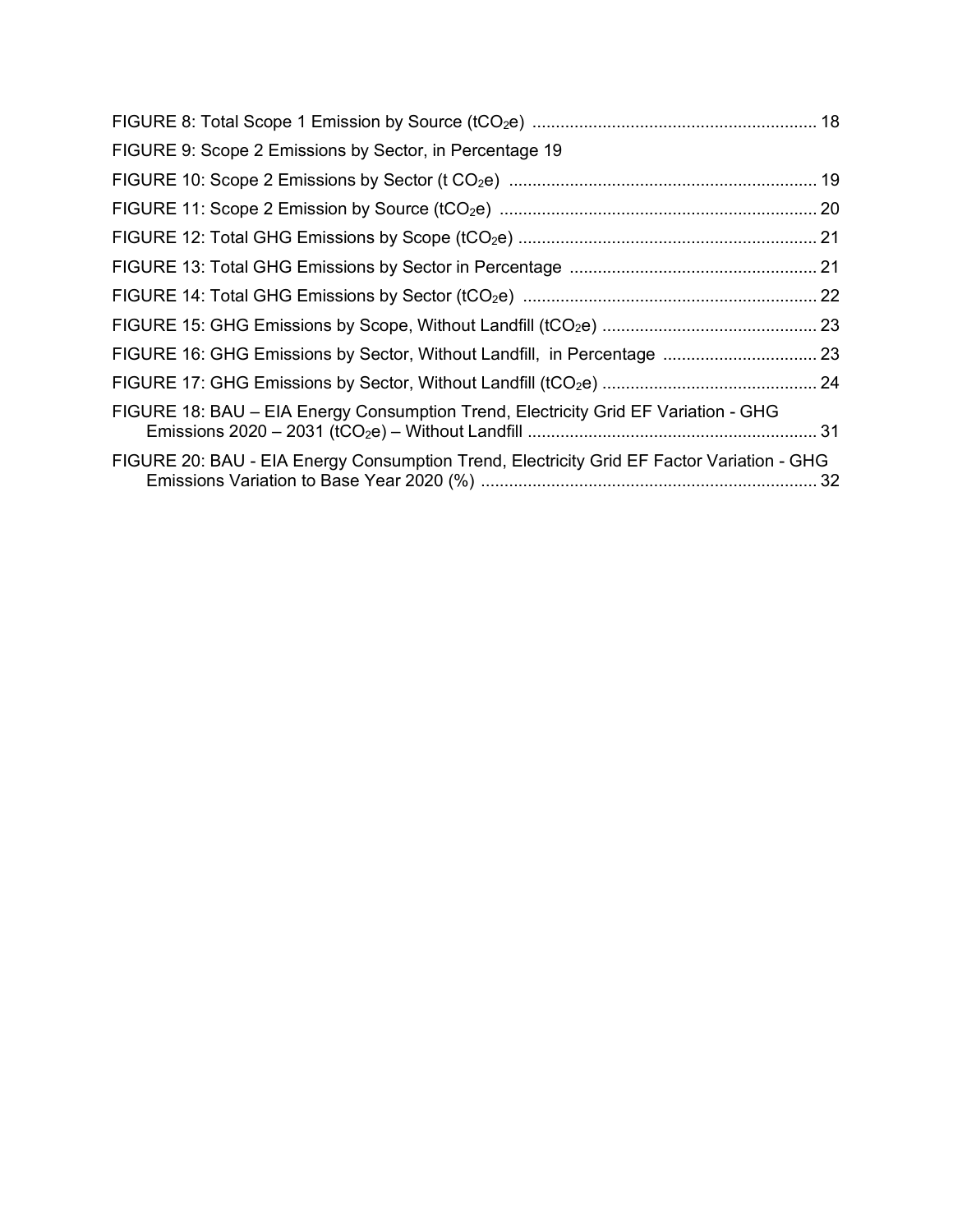FIGURE 8: Total Scope 1 Emission by Source ($tCO_2e$) ............................................................ 18

FIGURE 9: Scope 2 Emissions by Sector, in Percentage 19

FIGURE 10: Scope 2 Emissions by Sector ($t\ CO_2e$) ................................................................. 19

FIGURE 11: Scope 2 Emission by Source ($tCO_2e$) ................................................................... 20

FIGURE 12: Total GHG Emissions by Scope ($tCO_2e$) ............................................................... 21

FIGURE 13: Total GHG Emissions by Sector in Percentage .................................................... 21

FIGURE 14: Total GHG Emissions by Sector ($tCO_2e$) .............................................................. 22

FIGURE 15: GHG Emissions by Scope, Without Landfill ($tCO_2e$) ............................................. 23

FIGURE 16: GHG Emissions by Sector, Without Landfill, in Percentage ................................ 23

FIGURE 17: GHG Emissions by Sector, Without Landfill ($tCO_2e$) ............................................. 24

FIGURE 18: BAU – EIA Energy Consumption Trend, Electricity Grid EF Variation - GHG Emissions 2020 – 2031 ($tCO_2e$) – Without Landfill ............................................................. 31

FIGURE 20: BAU - EIA Energy Consumption Trend, Electricity Grid EF Factor Variation - GHG Emissions Variation to Base Year 2020 (%) ...................................................................... 32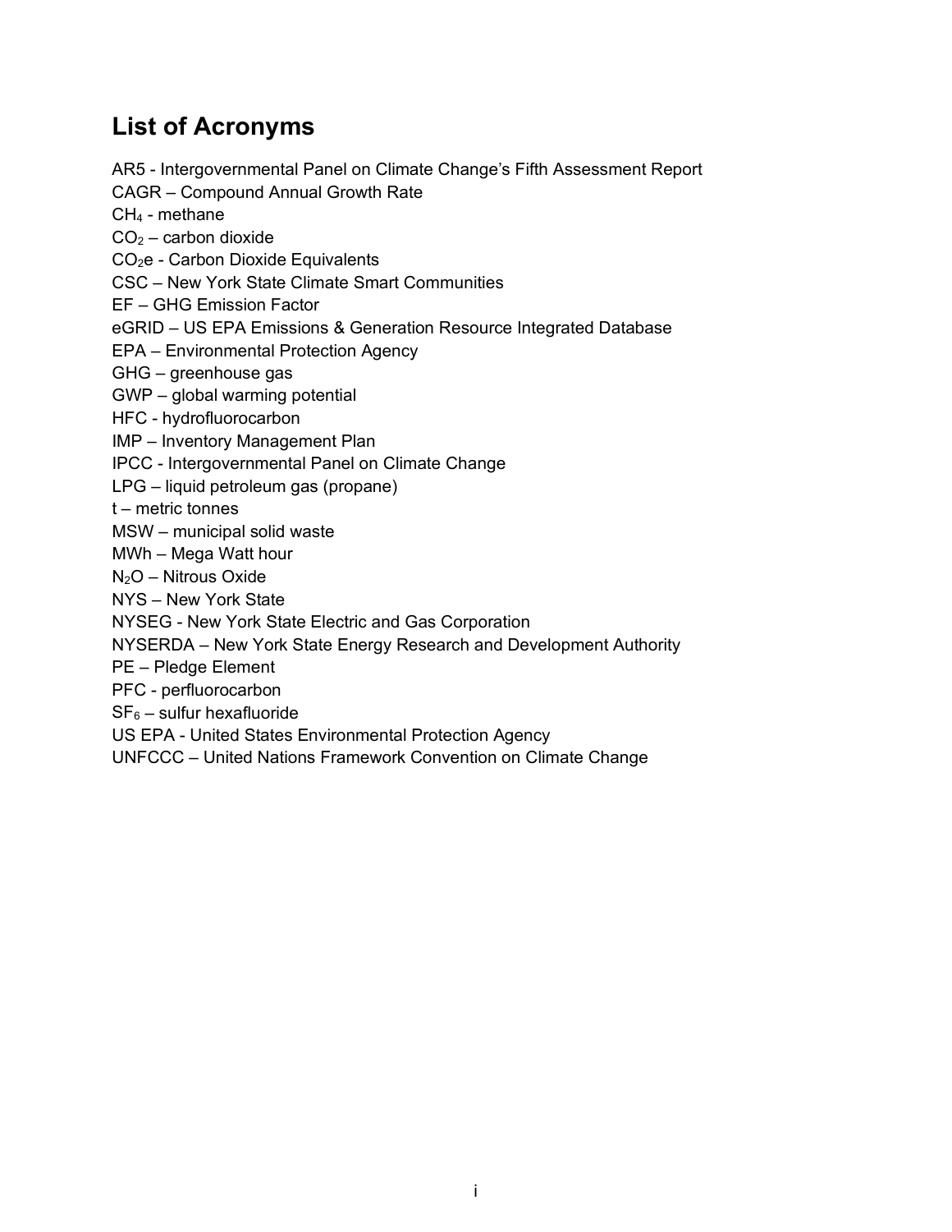## List of Acronyms

AR5 - Intergovernmental Panel on Climate Change's Fifth Assessment Report
CAGR – Compound Annual Growth Rate
$CH_4$ - methane
$CO_2$ – carbon dioxide
$CO_2e$ - Carbon Dioxide Equivalents
CSC – New York State Climate Smart Communities
EF – GHG Emission Factor
eGRID – US EPA Emissions & Generation Resource Integrated Database
EPA – Environmental Protection Agency
GHG – greenhouse gas
GWP – global warming potential
HFC - hydrofluorocarbon
IMP – Inventory Management Plan
IPCC - Intergovernmental Panel on Climate Change
LPG – liquid petroleum gas (propane)
t – metric tonnes
MSW – municipal solid waste
MWh – Mega Watt hour
$N_2O$ – Nitrous Oxide
NYS – New York State
NYSEG - New York State Electric and Gas Corporation
NYSERDA – New York State Energy Research and Development Authority
PE – Pledge Element
PFC - perfluorocarbon
$SF_6$ – sulfur hexafluoride
US EPA - United States Environmental Protection Agency
UNFCCC – United Nations Framework Convention on Climate Change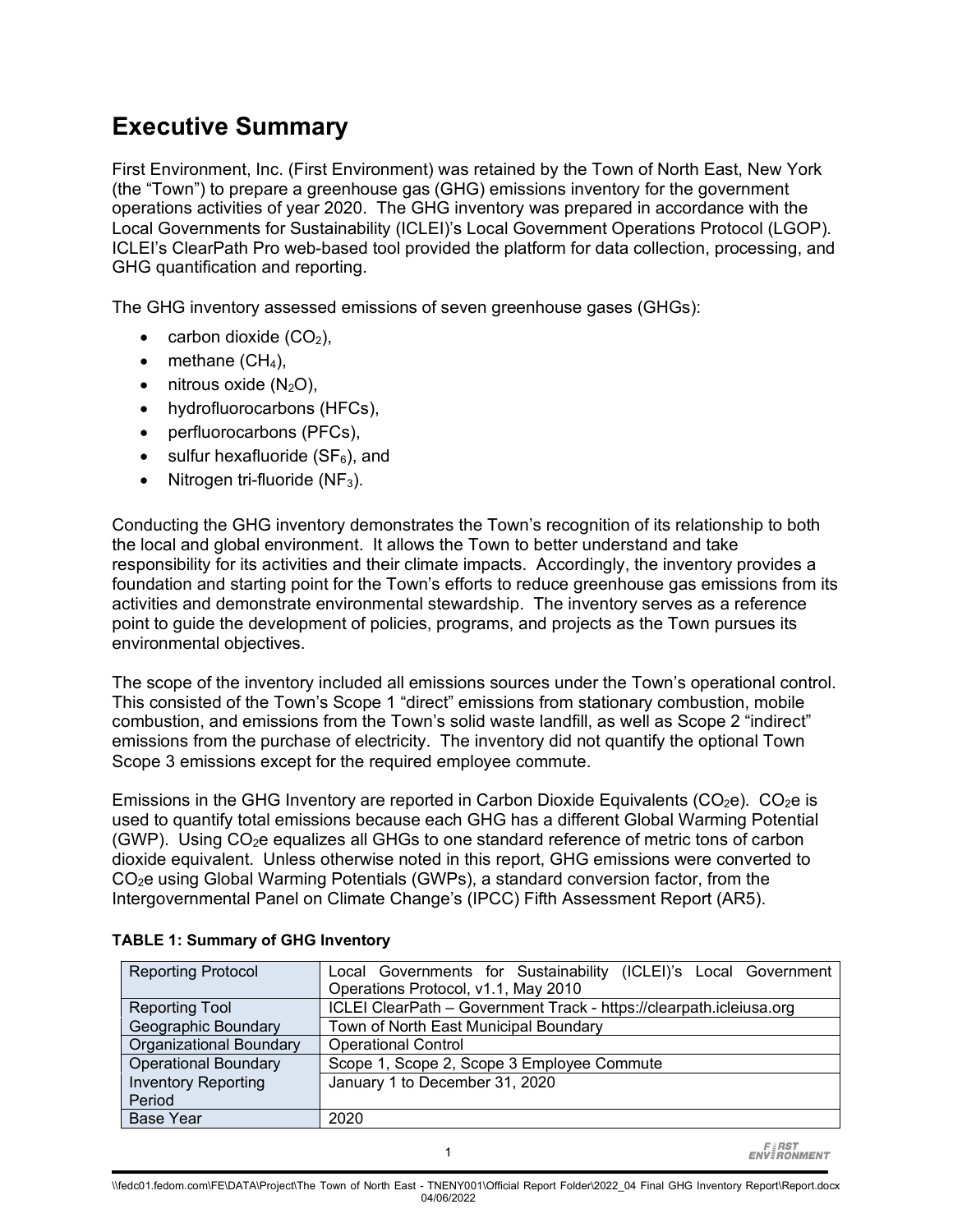# Executive Summary

First Environment, Inc. (First Environment) was retained by the Town of North East, New York (the "Town") to prepare a greenhouse gas (GHG) emissions inventory for the government operations activities of year 2020. The GHG inventory was prepared in accordance with the Local Governments for Sustainability (ICLEI)'s Local Government Operations Protocol (LGOP). ICLEI's ClearPath Pro web-based tool provided the platform for data collection, processing, and GHG quantification and reporting.

The GHG inventory assessed emissions of seven greenhouse gases (GHGs):

- carbon dioxide ($CO_2$),
- methane ($CH_4$),
- nitrous oxide ($N_2O$),
- hydrofluorocarbons (HFCs),
- perfluorocarbons (PFCs),
- sulfur hexafluoride ($SF_6$), and
- Nitrogen tri-fluoride ($NF_3$).

Conducting the GHG inventory demonstrates the Town's recognition of its relationship to both the local and global environment. It allows the Town to better understand and take responsibility for its activities and their climate impacts. Accordingly, the inventory provides a foundation and starting point for the Town's efforts to reduce greenhouse gas emissions from its activities and demonstrate environmental stewardship. The inventory serves as a reference point to guide the development of policies, programs, and projects as the Town pursues its environmental objectives.

The scope of the inventory included all emissions sources under the Town's operational control. This consisted of the Town's Scope 1 "direct" emissions from stationary combustion, mobile combustion, and emissions from the Town's solid waste landfill, as well as Scope 2 "indirect" emissions from the purchase of electricity. The inventory did not quantify the optional Town Scope 3 emissions except for the required employee commute.

Emissions in the GHG Inventory are reported in Carbon Dioxide Equivalents ($CO_2e$). $CO_2e$ is used to quantify total emissions because each GHG has a different Global Warming Potential (GWP). Using $CO_2e$ equalizes all GHGs to one standard reference of metric tons of carbon dioxide equivalent. Unless otherwise noted in this report, GHG emissions were converted to $CO_2e$ using Global Warming Potentials (GWPs), a standard conversion factor, from the Intergovernmental Panel on Climate Change's (IPCC) Fifth Assessment Report (AR5).

**TABLE 1: Summary of GHG Inventory**

| | |
|---|---|
| Reporting Protocol | Local Governments for Sustainability (ICLEI)'s Local Government Operations Protocol, v1.1, May 2010 |
| Reporting Tool | ICLEI ClearPath – Government Track - https://clearpath.icleiusa.org |
| Geographic Boundary | Town of North East Municipal Boundary |
| Organizational Boundary | Operational Control |
| Operational Boundary | Scope 1, Scope 2, Scope 3 Employee Commute |
| Inventory Reporting Period | January 1 to December 31, 2020 |
| Base Year | 2020 |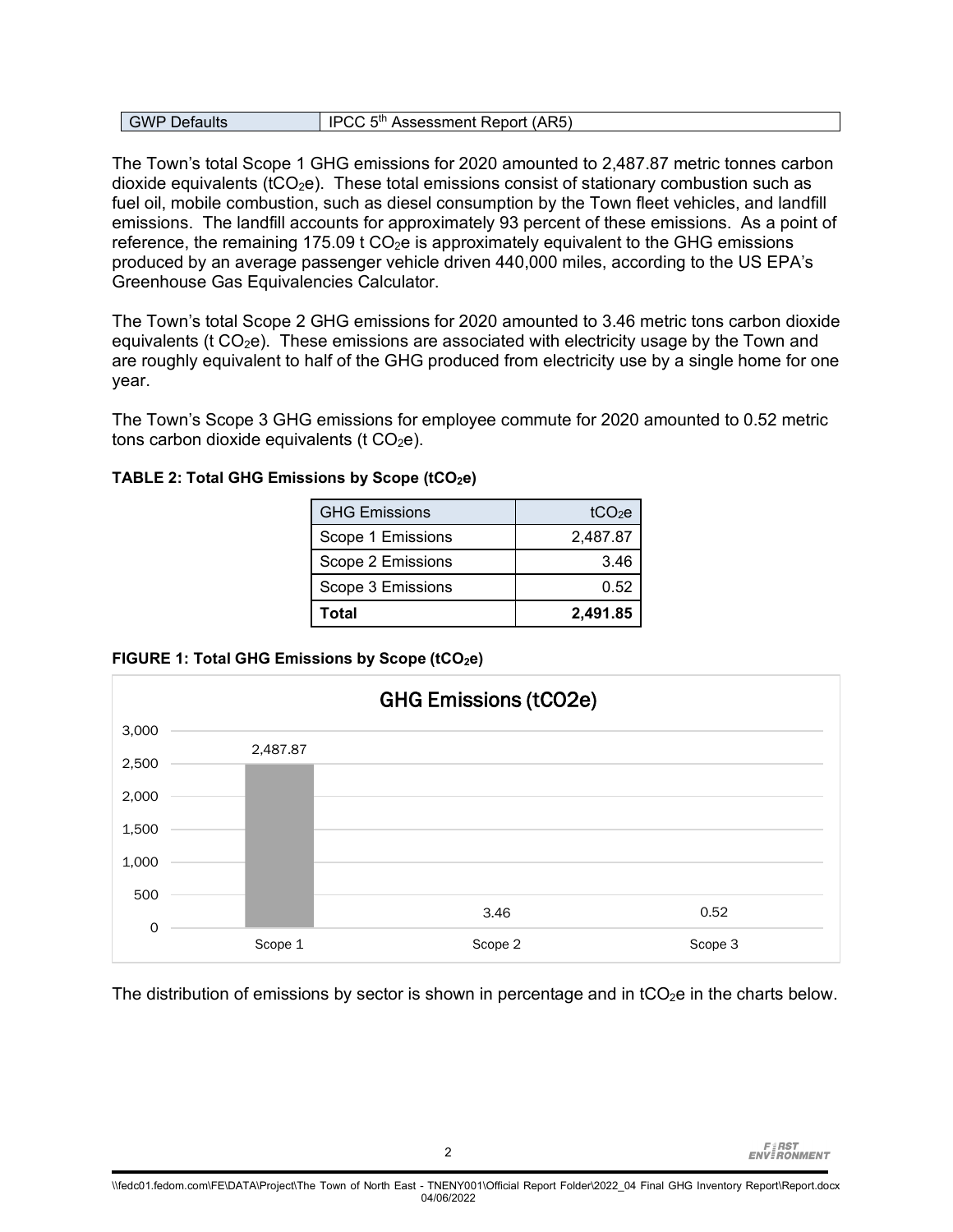| GWP Defaults | IPCC 5th Assessment Report (AR5) |
|---|---|

The Town's total Scope 1 GHG emissions for 2020 amounted to 2,487.87 metric tonnes carbon dioxide equivalents ($tCO_2e$). These total emissions consist of stationary combustion such as fuel oil, mobile combustion, such as diesel consumption by the Town fleet vehicles, and landfill emissions. The landfill accounts for approximately 93 percent of these emissions. As a point of reference, the remaining 175.09 t $CO_2e$ is approximately equivalent to the GHG emissions produced by an average passenger vehicle driven 440,000 miles, according to the US EPA's Greenhouse Gas Equivalencies Calculator.

The Town's total Scope 2 GHG emissions for 2020 amounted to 3.46 metric tons carbon dioxide equivalents (t $CO_2e$). These emissions are associated with electricity usage by the Town and are roughly equivalent to half of the GHG produced from electricity use by a single home for one year.

The Town's Scope 3 GHG emissions for employee commute for 2020 amounted to 0.52 metric tons carbon dioxide equivalents (t $CO_2e$).

**TABLE 2: Total GHG Emissions by Scope ($tCO_2e$)**

| GHG Emissions | $tCO_2e$ |
|---|---:|
| Scope 1 Emissions | 2,487.87 |
| Scope 2 Emissions | 3.46 |
| Scope 3 Emissions | 0.52 |
| **Total** | **2,491.85** |

**FIGURE 1: Total GHG Emissions by Scope ($tCO_2e$)**

GHG Emissions (tCO2e)

| Scope | tCO2e |
|---|---:|
| Scope 1 | 2,487.87 |
| Scope 2 | 3.46 |
| Scope 3 | 0.52 |

The distribution of emissions by sector is shown in percentage and in $tCO_2e$ in the charts below.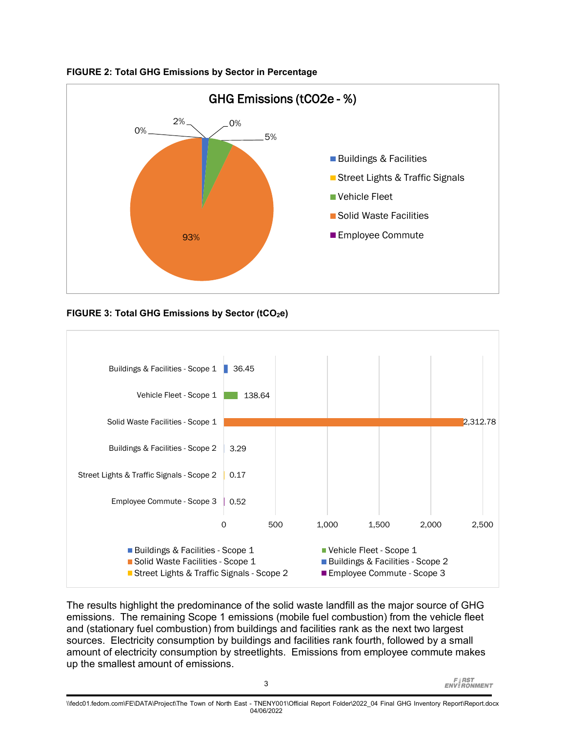**FIGURE 2: Total GHG Emissions by Sector in Percentage**

GHG Emissions (tCO2e - %)

- Buildings & Facilities: 2%
- Street Lights & Traffic Signals: 0%
- Vehicle Fleet: 5%
- Solid Waste Facilities: 93%
- Employee Commute: 0%

**FIGURE 3: Total GHG Emissions by Sector (tCO$_2$e)**

| Sector | tCO$_2$e |
|---|---|
| Buildings & Facilities - Scope 1 | 36.45 |
| Vehicle Fleet - Scope 1 | 138.64 |
| Solid Waste Facilities - Scope 1 | 2,312.78 |
| Buildings & Facilities - Scope 2 | 3.29 |
| Street Lights & Traffic Signals - Scope 2 | 0.17 |
| Employee Commute - Scope 3 | 0.52 |

The results highlight the predominance of the solid waste landfill as the major source of GHG emissions. The remaining Scope 1 emissions (mobile fuel combustion) from the vehicle fleet and (stationary fuel combustion) from buildings and facilities rank as the next two largest sources. Electricity consumption by buildings and facilities rank fourth, followed by a small amount of electricity consumption by streetlights. Emissions from employee commute makes up the smallest amount of emissions.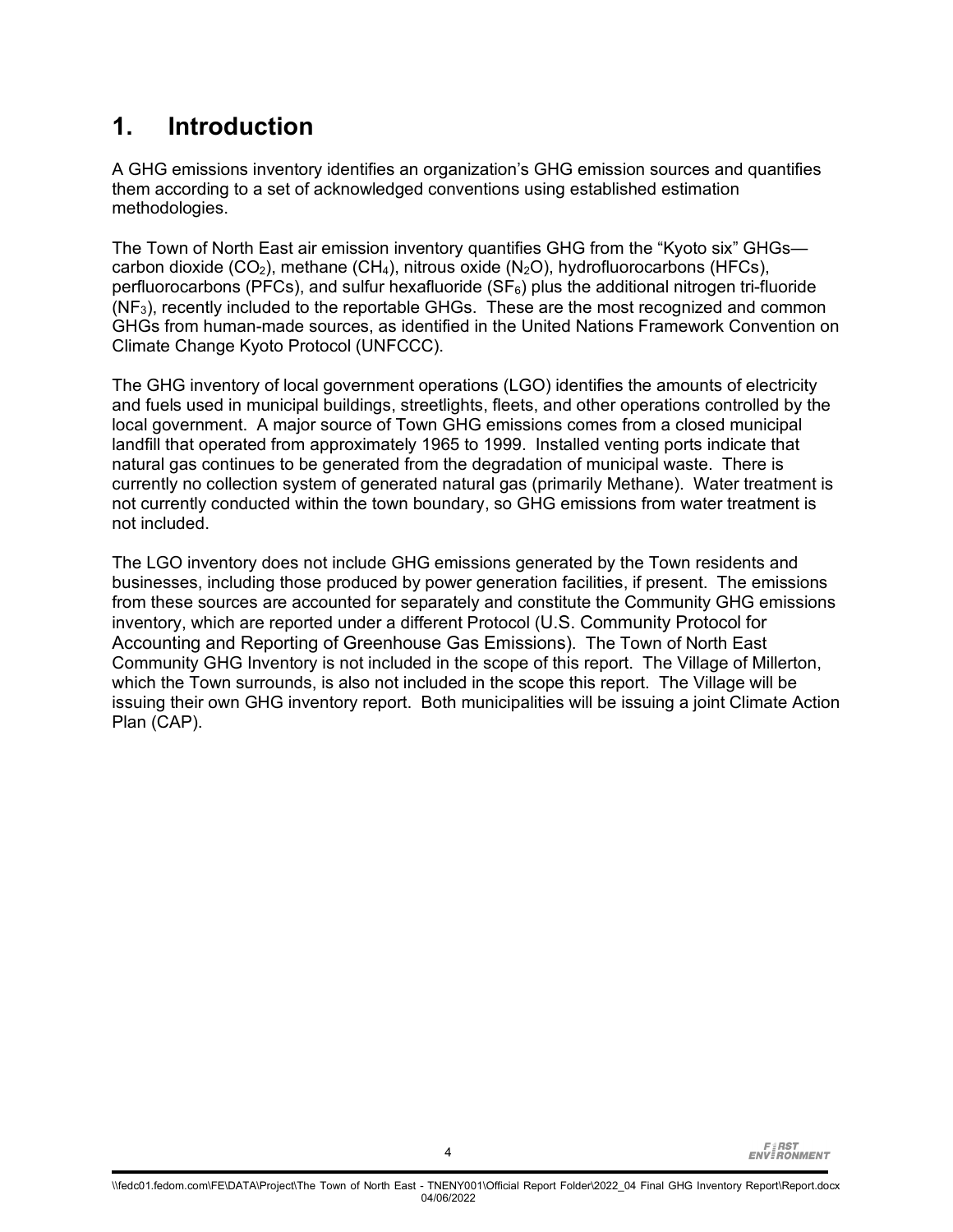# 1. Introduction

A GHG emissions inventory identifies an organization's GHG emission sources and quantifies them according to a set of acknowledged conventions using established estimation methodologies.

The Town of North East air emission inventory quantifies GHG from the "Kyoto six" GHGs—carbon dioxide ($CO_2$), methane ($CH_4$), nitrous oxide ($N_2O$), hydrofluorocarbons (HFCs), perfluorocarbons (PFCs), and sulfur hexafluoride ($SF_6$) plus the additional nitrogen tri-fluoride ($NF_3$), recently included to the reportable GHGs. These are the most recognized and common GHGs from human-made sources, as identified in the United Nations Framework Convention on Climate Change Kyoto Protocol (UNFCCC).

The GHG inventory of local government operations (LGO) identifies the amounts of electricity and fuels used in municipal buildings, streetlights, fleets, and other operations controlled by the local government. A major source of Town GHG emissions comes from a closed municipal landfill that operated from approximately 1965 to 1999. Installed venting ports indicate that natural gas continues to be generated from the degradation of municipal waste. There is currently no collection system of generated natural gas (primarily Methane). Water treatment is not currently conducted within the town boundary, so GHG emissions from water treatment is not included.

The LGO inventory does not include GHG emissions generated by the Town residents and businesses, including those produced by power generation facilities, if present. The emissions from these sources are accounted for separately and constitute the Community GHG emissions inventory, which are reported under a different Protocol (U.S. Community Protocol for Accounting and Reporting of Greenhouse Gas Emissions). The Town of North East Community GHG Inventory is not included in the scope of this report. The Village of Millerton, which the Town surrounds, is also not included in the scope this report. The Village will be issuing their own GHG inventory report. Both municipalities will be issuing a joint Climate Action Plan (CAP).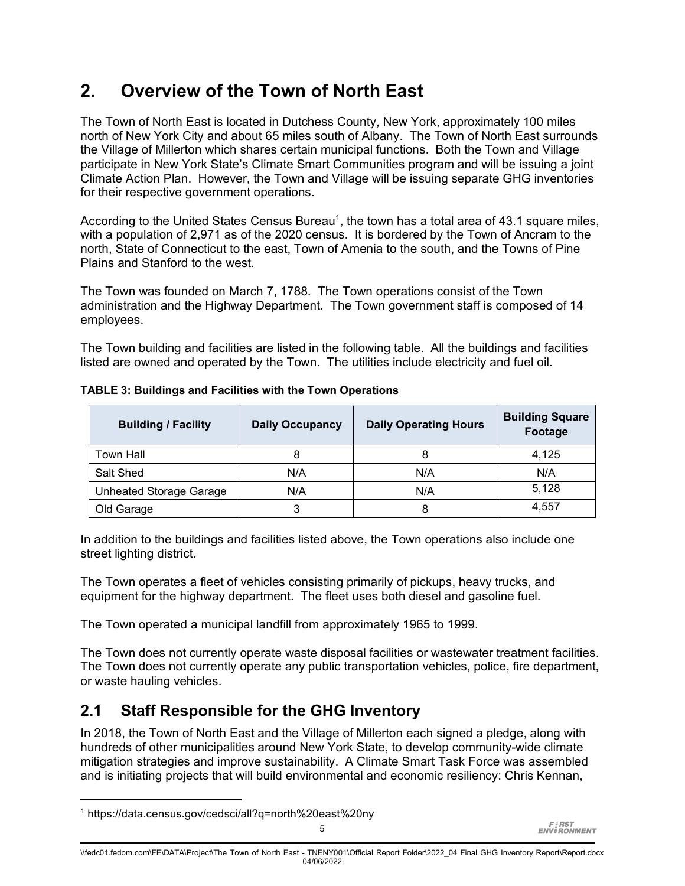# 2. Overview of the Town of North East

The Town of North East is located in Dutchess County, New York, approximately 100 miles north of New York City and about 65 miles south of Albany. The Town of North East surrounds the Village of Millerton which shares certain municipal functions. Both the Town and Village participate in New York State's Climate Smart Communities program and will be issuing a joint Climate Action Plan. However, the Town and Village will be issuing separate GHG inventories for their respective government operations.

According to the United States Census Bureau[1], the town has a total area of 43.1 square miles, with a population of 2,971 as of the 2020 census. It is bordered by the Town of Ancram to the north, State of Connecticut to the east, Town of Amenia to the south, and the Towns of Pine Plains and Stanford to the west.

The Town was founded on March 7, 1788. The Town operations consist of the Town administration and the Highway Department. The Town government staff is composed of 14 employees.

The Town building and facilities are listed in the following table. All the buildings and facilities listed are owned and operated by the Town. The utilities include electricity and fuel oil.

**TABLE 3: Buildings and Facilities with the Town Operations**

| Building / Facility | Daily Occupancy | Daily Operating Hours | Building Square Footage |
|---|---|---|---|
| Town Hall | 8 | 8 | 4,125 |
| Salt Shed | N/A | N/A | N/A |
| Unheated Storage Garage | N/A | N/A | 5,128 |
| Old Garage | 3 | 8 | 4,557 |

In addition to the buildings and facilities listed above, the Town operations also include one street lighting district.

The Town operates a fleet of vehicles consisting primarily of pickups, heavy trucks, and equipment for the highway department. The fleet uses both diesel and gasoline fuel.

The Town operated a municipal landfill from approximately 1965 to 1999.

The Town does not currently operate waste disposal facilities or wastewater treatment facilities. The Town does not currently operate any public transportation vehicles, police, fire department, or waste hauling vehicles.

## 2.1 Staff Responsible for the GHG Inventory

In 2018, the Town of North East and the Village of Millerton each signed a pledge, along with hundreds of other municipalities around New York State, to develop community-wide climate mitigation strategies and improve sustainability. A Climate Smart Task Force was assembled and is initiating projects that will build environmental and economic resiliency: Chris Kennan,

[1] https://data.census.gov/cedsci/all?q=north%20east%20ny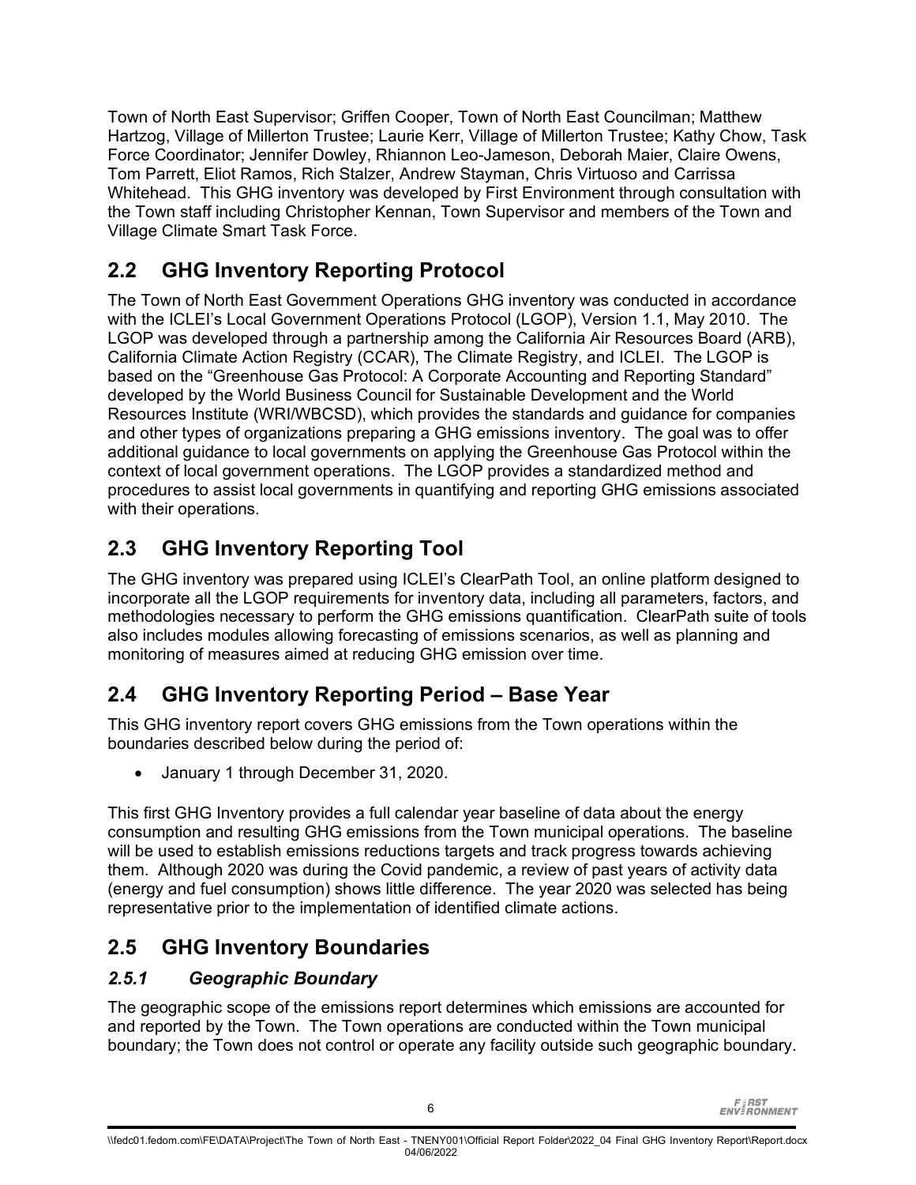Town of North East Supervisor; Griffen Cooper, Town of North East Councilman; Matthew Hartzog, Village of Millerton Trustee; Laurie Kerr, Village of Millerton Trustee; Kathy Chow, Task Force Coordinator; Jennifer Dowley, Rhiannon Leo-Jameson, Deborah Maier, Claire Owens, Tom Parrett, Eliot Ramos, Rich Stalzer, Andrew Stayman, Chris Virtuoso and Carrissa Whitehead. This GHG inventory was developed by First Environment through consultation with the Town staff including Christopher Kennan, Town Supervisor and members of the Town and Village Climate Smart Task Force.

## 2.2 GHG Inventory Reporting Protocol

The Town of North East Government Operations GHG inventory was conducted in accordance with the ICLEI's Local Government Operations Protocol (LGOP), Version 1.1, May 2010. The LGOP was developed through a partnership among the California Air Resources Board (ARB), California Climate Action Registry (CCAR), The Climate Registry, and ICLEI. The LGOP is based on the "Greenhouse Gas Protocol: A Corporate Accounting and Reporting Standard" developed by the World Business Council for Sustainable Development and the World Resources Institute (WRI/WBCSD), which provides the standards and guidance for companies and other types of organizations preparing a GHG emissions inventory. The goal was to offer additional guidance to local governments on applying the Greenhouse Gas Protocol within the context of local government operations. The LGOP provides a standardized method and procedures to assist local governments in quantifying and reporting GHG emissions associated with their operations.

## 2.3 GHG Inventory Reporting Tool

The GHG inventory was prepared using ICLEI's ClearPath Tool, an online platform designed to incorporate all the LGOP requirements for inventory data, including all parameters, factors, and methodologies necessary to perform the GHG emissions quantification. ClearPath suite of tools also includes modules allowing forecasting of emissions scenarios, as well as planning and monitoring of measures aimed at reducing GHG emission over time.

## 2.4 GHG Inventory Reporting Period – Base Year

This GHG inventory report covers GHG emissions from the Town operations within the boundaries described below during the period of:

- January 1 through December 31, 2020.

This first GHG Inventory provides a full calendar year baseline of data about the energy consumption and resulting GHG emissions from the Town municipal operations. The baseline will be used to establish emissions reductions targets and track progress towards achieving them. Although 2020 was during the Covid pandemic, a review of past years of activity data (energy and fuel consumption) shows little difference. The year 2020 was selected has being representative prior to the implementation of identified climate actions.

## 2.5 GHG Inventory Boundaries

### *2.5.1 Geographic Boundary*

The geographic scope of the emissions report determines which emissions are accounted for and reported by the Town. The Town operations are conducted within the Town municipal boundary; the Town does not control or operate any facility outside such geographic boundary.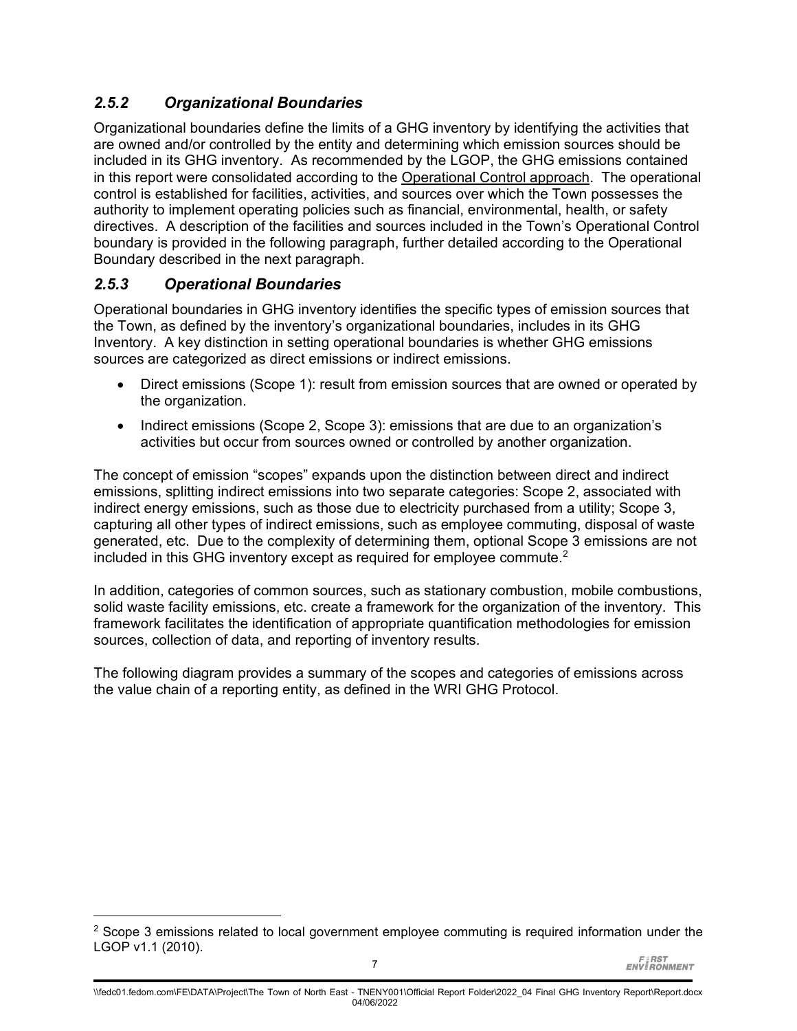### *2.5.2 Organizational Boundaries*

Organizational boundaries define the limits of a GHG inventory by identifying the activities that are owned and/or controlled by the entity and determining which emission sources should be included in its GHG inventory. As recommended by the LGOP, the GHG emissions contained in this report were consolidated according to the Operational Control approach. The operational control is established for facilities, activities, and sources over which the Town possesses the authority to implement operating policies such as financial, environmental, health, or safety directives. A description of the facilities and sources included in the Town's Operational Control boundary is provided in the following paragraph, further detailed according to the Operational Boundary described in the next paragraph.

### *2.5.3 Operational Boundaries*

Operational boundaries in GHG inventory identifies the specific types of emission sources that the Town, as defined by the inventory's organizational boundaries, includes in its GHG Inventory. A key distinction in setting operational boundaries is whether GHG emissions sources are categorized as direct emissions or indirect emissions.

- Direct emissions (Scope 1): result from emission sources that are owned or operated by the organization.
- Indirect emissions (Scope 2, Scope 3): emissions that are due to an organization's activities but occur from sources owned or controlled by another organization.

The concept of emission "scopes" expands upon the distinction between direct and indirect emissions, splitting indirect emissions into two separate categories: Scope 2, associated with indirect energy emissions, such as those due to electricity purchased from a utility; Scope 3, capturing all other types of indirect emissions, such as employee commuting, disposal of waste generated, etc. Due to the complexity of determining them, optional Scope 3 emissions are not included in this GHG inventory except as required for employee commute.[2]

In addition, categories of common sources, such as stationary combustion, mobile combustions, solid waste facility emissions, etc. create a framework for the organization of the inventory. This framework facilitates the identification of appropriate quantification methodologies for emission sources, collection of data, and reporting of inventory results.

The following diagram provides a summary of the scopes and categories of emissions across the value chain of a reporting entity, as defined in the WRI GHG Protocol.

[2] Scope 3 emissions related to local government employee commuting is required information under the LGOP v1.1 (2010).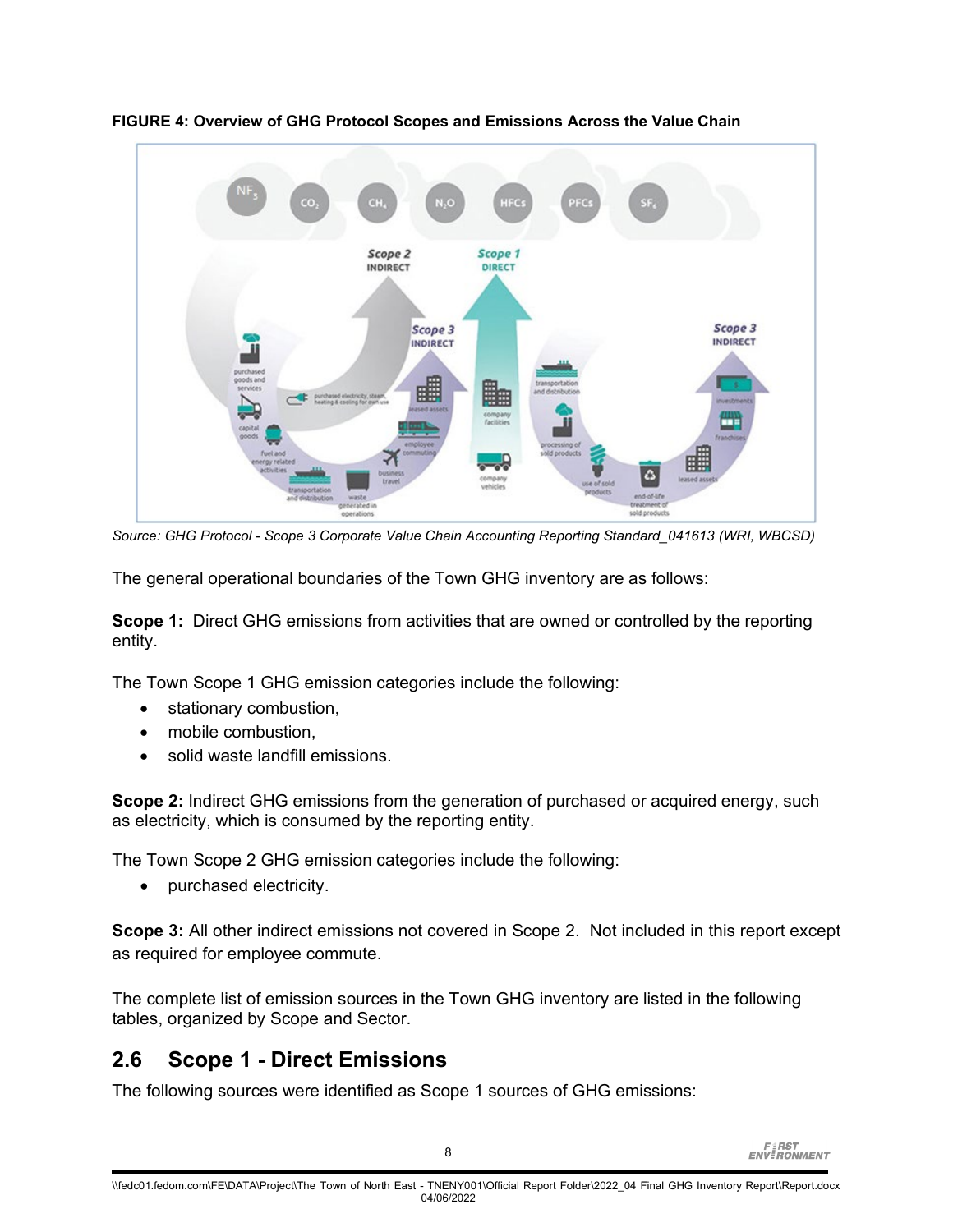**FIGURE 4: Overview of GHG Protocol Scopes and Emissions Across the Value Chain**

*Source: GHG Protocol - Scope 3 Corporate Value Chain Accounting Reporting Standard_041613 (WRI, WBCSD)*

The general operational boundaries of the Town GHG inventory are as follows:

**Scope 1:** Direct GHG emissions from activities that are owned or controlled by the reporting entity.

The Town Scope 1 GHG emission categories include the following:

- stationary combustion,
- mobile combustion,
- solid waste landfill emissions.

**Scope 2:** Indirect GHG emissions from the generation of purchased or acquired energy, such as electricity, which is consumed by the reporting entity.

The Town Scope 2 GHG emission categories include the following:

- purchased electricity.

**Scope 3:** All other indirect emissions not covered in Scope 2. Not included in this report except as required for employee commute.

The complete list of emission sources in the Town GHG inventory are listed in the following tables, organized by Scope and Sector.

## 2.6 Scope 1 - Direct Emissions

The following sources were identified as Scope 1 sources of GHG emissions: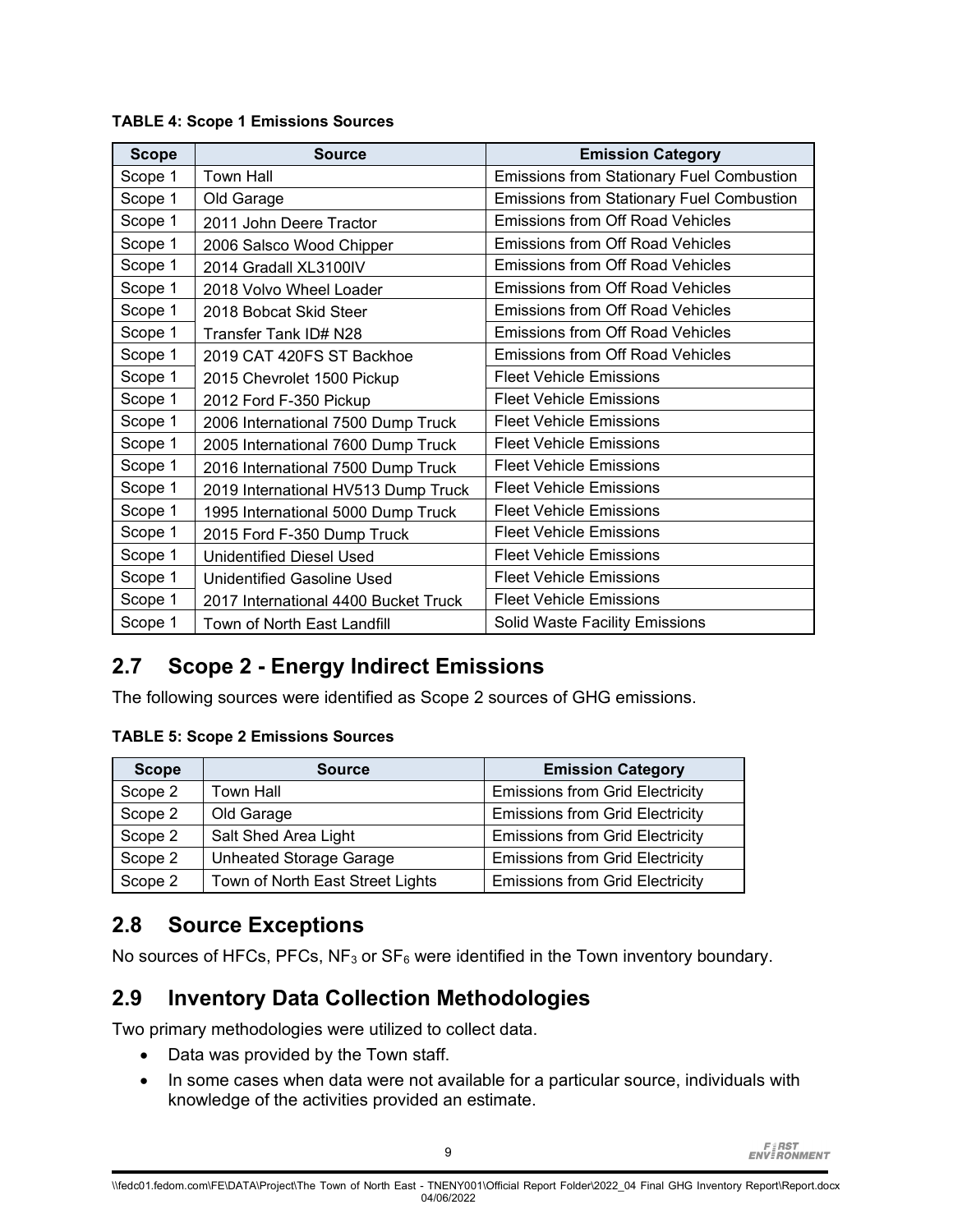**TABLE 4: Scope 1 Emissions Sources**

| Scope | Source | Emission Category |
|---|---|---|
| Scope 1 | Town Hall | Emissions from Stationary Fuel Combustion |
| Scope 1 | Old Garage | Emissions from Stationary Fuel Combustion |
| Scope 1 | 2011 John Deere Tractor | Emissions from Off Road Vehicles |
| Scope 1 | 2006 Salsco Wood Chipper | Emissions from Off Road Vehicles |
| Scope 1 | 2014 Gradall XL3100IV | Emissions from Off Road Vehicles |
| Scope 1 | 2018 Volvo Wheel Loader | Emissions from Off Road Vehicles |
| Scope 1 | 2018 Bobcat Skid Steer | Emissions from Off Road Vehicles |
| Scope 1 | Transfer Tank ID# N28 | Emissions from Off Road Vehicles |
| Scope 1 | 2019 CAT 420FS ST Backhoe | Emissions from Off Road Vehicles |
| Scope 1 | 2015 Chevrolet 1500 Pickup | Fleet Vehicle Emissions |
| Scope 1 | 2012 Ford F-350 Pickup | Fleet Vehicle Emissions |
| Scope 1 | 2006 International 7500 Dump Truck | Fleet Vehicle Emissions |
| Scope 1 | 2005 International 7600 Dump Truck | Fleet Vehicle Emissions |
| Scope 1 | 2016 International 7500 Dump Truck | Fleet Vehicle Emissions |
| Scope 1 | 2019 International HV513 Dump Truck | Fleet Vehicle Emissions |
| Scope 1 | 1995 International 5000 Dump Truck | Fleet Vehicle Emissions |
| Scope 1 | 2015 Ford F-350 Dump Truck | Fleet Vehicle Emissions |
| Scope 1 | Unidentified Diesel Used | Fleet Vehicle Emissions |
| Scope 1 | Unidentified Gasoline Used | Fleet Vehicle Emissions |
| Scope 1 | 2017 International 4400 Bucket Truck | Fleet Vehicle Emissions |
| Scope 1 | Town of North East Landfill | Solid Waste Facility Emissions |

## 2.7 Scope 2 - Energy Indirect Emissions

The following sources were identified as Scope 2 sources of GHG emissions.

**TABLE 5: Scope 2 Emissions Sources**

| Scope | Source | Emission Category |
|---|---|---|
| Scope 2 | Town Hall | Emissions from Grid Electricity |
| Scope 2 | Old Garage | Emissions from Grid Electricity |
| Scope 2 | Salt Shed Area Light | Emissions from Grid Electricity |
| Scope 2 | Unheated Storage Garage | Emissions from Grid Electricity |
| Scope 2 | Town of North East Street Lights | Emissions from Grid Electricity |

## 2.8 Source Exceptions

No sources of HFCs, PFCs, $NF_3$ or $SF_6$ were identified in the Town inventory boundary.

## 2.9 Inventory Data Collection Methodologies

Two primary methodologies were utilized to collect data.

- Data was provided by the Town staff.
- In some cases when data were not available for a particular source, individuals with knowledge of the activities provided an estimate.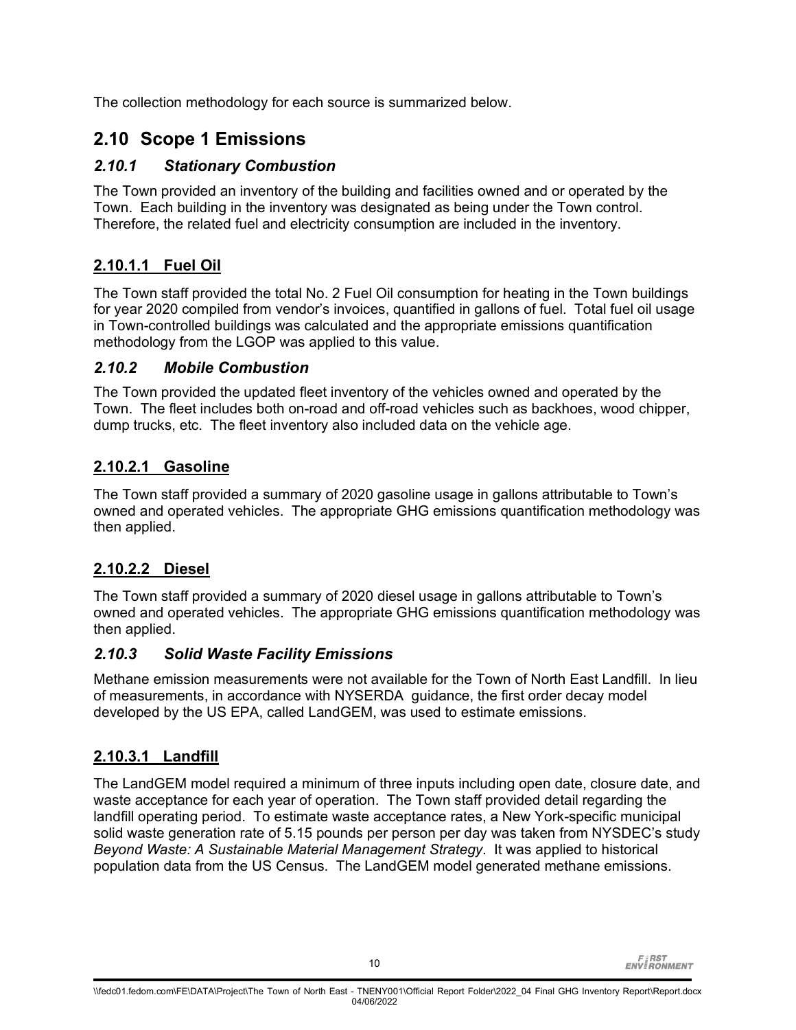The collection methodology for each source is summarized below.

## 2.10 Scope 1 Emissions

### *2.10.1 Stationary Combustion*

The Town provided an inventory of the building and facilities owned and or operated by the Town. Each building in the inventory was designated as being under the Town control. Therefore, the related fuel and electricity consumption are included in the inventory.

#### 2.10.1.1 Fuel Oil

The Town staff provided the total No. 2 Fuel Oil consumption for heating in the Town buildings for year 2020 compiled from vendor's invoices, quantified in gallons of fuel. Total fuel oil usage in Town-controlled buildings was calculated and the appropriate emissions quantification methodology from the LGOP was applied to this value.

### *2.10.2 Mobile Combustion*

The Town provided the updated fleet inventory of the vehicles owned and operated by the Town. The fleet includes both on-road and off-road vehicles such as backhoes, wood chipper, dump trucks, etc. The fleet inventory also included data on the vehicle age.

#### 2.10.2.1 Gasoline

The Town staff provided a summary of 2020 gasoline usage in gallons attributable to Town's owned and operated vehicles. The appropriate GHG emissions quantification methodology was then applied.

#### 2.10.2.2 Diesel

The Town staff provided a summary of 2020 diesel usage in gallons attributable to Town's owned and operated vehicles. The appropriate GHG emissions quantification methodology was then applied.

### *2.10.3 Solid Waste Facility Emissions*

Methane emission measurements were not available for the Town of North East Landfill. In lieu of measurements, in accordance with NYSERDA guidance, the first order decay model developed by the US EPA, called LandGEM, was used to estimate emissions.

#### 2.10.3.1 Landfill

The LandGEM model required a minimum of three inputs including open date, closure date, and waste acceptance for each year of operation. The Town staff provided detail regarding the landfill operating period. To estimate waste acceptance rates, a New York-specific municipal solid waste generation rate of 5.15 pounds per person per day was taken from NYSDEC's study *Beyond Waste: A Sustainable Material Management Strategy*. It was applied to historical population data from the US Census. The LandGEM model generated methane emissions.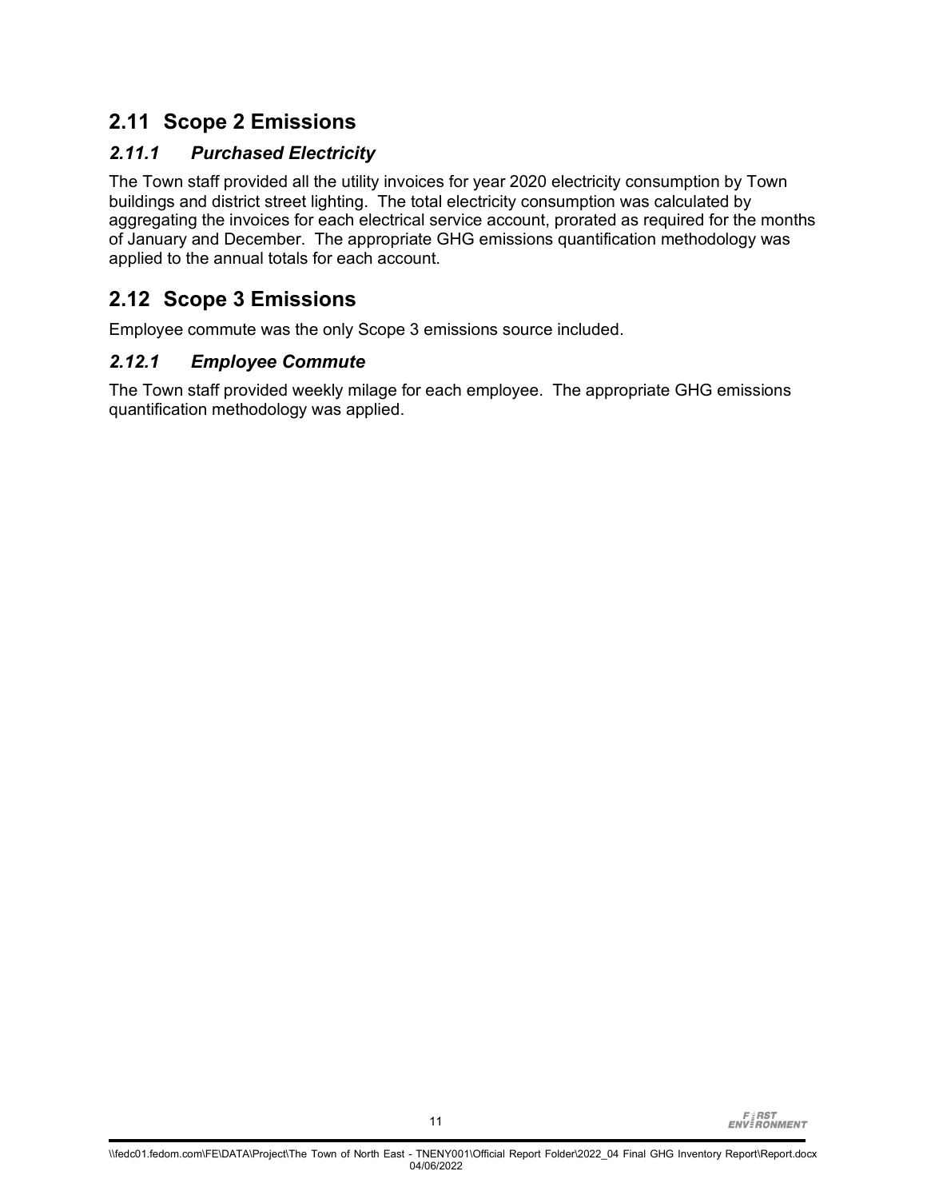## 2.11 Scope 2 Emissions

### *2.11.1 Purchased Electricity*

The Town staff provided all the utility invoices for year 2020 electricity consumption by Town buildings and district street lighting. The total electricity consumption was calculated by aggregating the invoices for each electrical service account, prorated as required for the months of January and December. The appropriate GHG emissions quantification methodology was applied to the annual totals for each account.

## 2.12 Scope 3 Emissions

Employee commute was the only Scope 3 emissions source included.

### *2.12.1 Employee Commute*

The Town staff provided weekly milage for each employee. The appropriate GHG emissions quantification methodology was applied.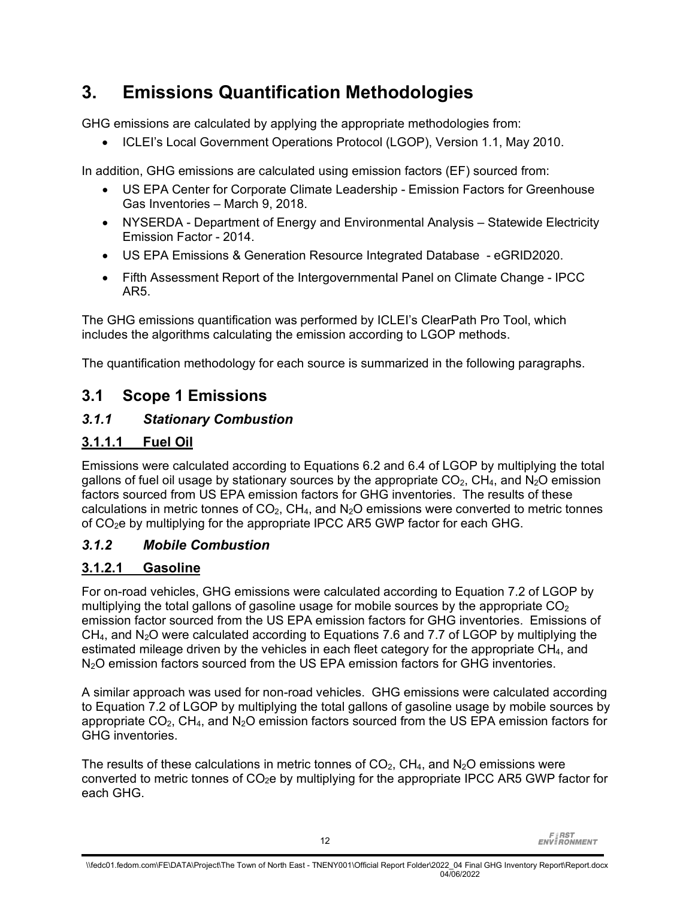# 3. Emissions Quantification Methodologies

GHG emissions are calculated by applying the appropriate methodologies from:

- ICLEI's Local Government Operations Protocol (LGOP), Version 1.1, May 2010.

In addition, GHG emissions are calculated using emission factors (EF) sourced from:

- US EPA Center for Corporate Climate Leadership - Emission Factors for Greenhouse Gas Inventories – March 9, 2018.
- NYSERDA - Department of Energy and Environmental Analysis – Statewide Electricity Emission Factor - 2014.
- US EPA Emissions & Generation Resource Integrated Database - eGRID2020.
- Fifth Assessment Report of the Intergovernmental Panel on Climate Change - IPCC AR5.

The GHG emissions quantification was performed by ICLEI's ClearPath Pro Tool, which includes the algorithms calculating the emission according to LGOP methods.

The quantification methodology for each source is summarized in the following paragraphs.

## 3.1 Scope 1 Emissions

### *3.1.1 Stationary Combustion*

#### 3.1.1.1 Fuel Oil

Emissions were calculated according to Equations 6.2 and 6.4 of LGOP by multiplying the total gallons of fuel oil usage by stationary sources by the appropriate $CO_2$, $CH_4$, and $N_2O$ emission factors sourced from US EPA emission factors for GHG inventories. The results of these calculations in metric tonnes of $CO_2$, $CH_4$, and $N_2O$ emissions were converted to metric tonnes of $CO_2e$ by multiplying for the appropriate IPCC AR5 GWP factor for each GHG.

### *3.1.2 Mobile Combustion*

#### 3.1.2.1 Gasoline

For on-road vehicles, GHG emissions were calculated according to Equation 7.2 of LGOP by multiplying the total gallons of gasoline usage for mobile sources by the appropriate $CO_2$ emission factor sourced from the US EPA emission factors for GHG inventories. Emissions of $CH_4$, and $N_2O$ were calculated according to Equations 7.6 and 7.7 of LGOP by multiplying the estimated mileage driven by the vehicles in each fleet category for the appropriate $CH_4$, and $N_2O$ emission factors sourced from the US EPA emission factors for GHG inventories.

A similar approach was used for non-road vehicles. GHG emissions were calculated according to Equation 7.2 of LGOP by multiplying the total gallons of gasoline usage by mobile sources by appropriate $CO_2$, $CH_4$, and $N_2O$ emission factors sourced from the US EPA emission factors for GHG inventories.

The results of these calculations in metric tonnes of $CO_2$, $CH_4$, and $N_2O$ emissions were converted to metric tonnes of $CO_2e$ by multiplying for the appropriate IPCC AR5 GWP factor for each GHG.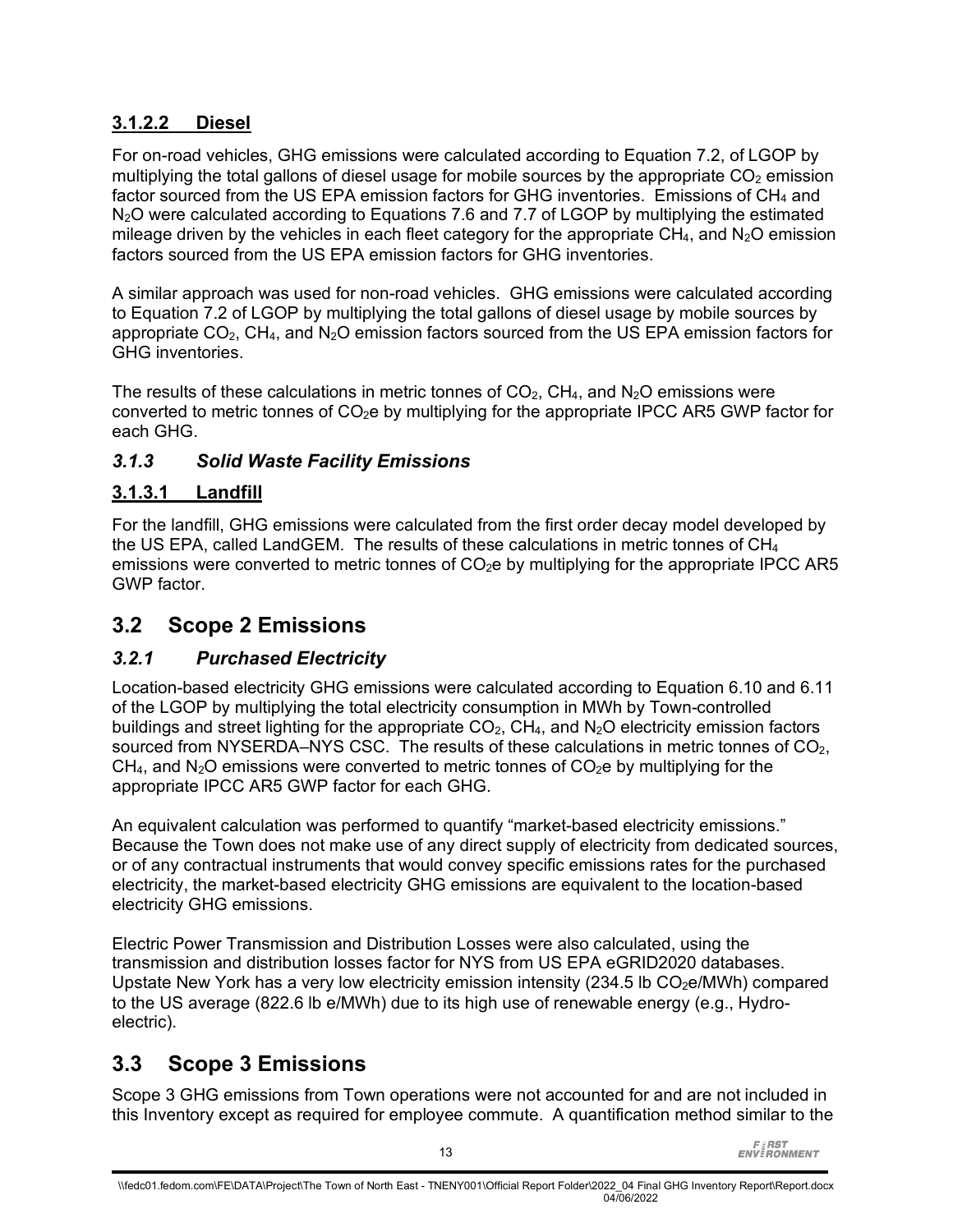#### 3.1.2.2 Diesel

For on-road vehicles, GHG emissions were calculated according to Equation 7.2, of LGOP by multiplying the total gallons of diesel usage for mobile sources by the appropriate $CO_2$ emission factor sourced from the US EPA emission factors for GHG inventories. Emissions of $CH_4$ and $N_2O$ were calculated according to Equations 7.6 and 7.7 of LGOP by multiplying the estimated mileage driven by the vehicles in each fleet category for the appropriate $CH_4$, and $N_2O$ emission factors sourced from the US EPA emission factors for GHG inventories.

A similar approach was used for non-road vehicles. GHG emissions were calculated according to Equation 7.2 of LGOP by multiplying the total gallons of diesel usage by mobile sources by appropriate $CO_2$, $CH_4$, and $N_2O$ emission factors sourced from the US EPA emission factors for GHG inventories.

The results of these calculations in metric tonnes of $CO_2$, $CH_4$, and $N_2O$ emissions were converted to metric tonnes of $CO_2e$ by multiplying for the appropriate IPCC AR5 GWP factor for each GHG.

### *3.1.3 Solid Waste Facility Emissions*

#### 3.1.3.1 Landfill

For the landfill, GHG emissions were calculated from the first order decay model developed by the US EPA, called LandGEM. The results of these calculations in metric tonnes of $CH_4$ emissions were converted to metric tonnes of $CO_2e$ by multiplying for the appropriate IPCC AR5 GWP factor.

## 3.2 Scope 2 Emissions

### *3.2.1 Purchased Electricity*

Location-based electricity GHG emissions were calculated according to Equation 6.10 and 6.11 of the LGOP by multiplying the total electricity consumption in MWh by Town-controlled buildings and street lighting for the appropriate $CO_2$, $CH_4$, and $N_2O$ electricity emission factors sourced from NYSERDA–NYS CSC. The results of these calculations in metric tonnes of $CO_2$, $CH_4$, and $N_2O$ emissions were converted to metric tonnes of $CO_2e$ by multiplying for the appropriate IPCC AR5 GWP factor for each GHG.

An equivalent calculation was performed to quantify "market-based electricity emissions." Because the Town does not make use of any direct supply of electricity from dedicated sources, or of any contractual instruments that would convey specific emissions rates for the purchased electricity, the market-based electricity GHG emissions are equivalent to the location-based electricity GHG emissions.

Electric Power Transmission and Distribution Losses were also calculated, using the transmission and distribution losses factor for NYS from US EPA eGRID2020 databases. Upstate New York has a very low electricity emission intensity (234.5 lb $CO_2e$/MWh) compared to the US average (822.6 lb e/MWh) due to its high use of renewable energy (e.g., Hydro-electric).

## 3.3 Scope 3 Emissions

Scope 3 GHG emissions from Town operations were not accounted for and are not included in this Inventory except as required for employee commute. A quantification method similar to the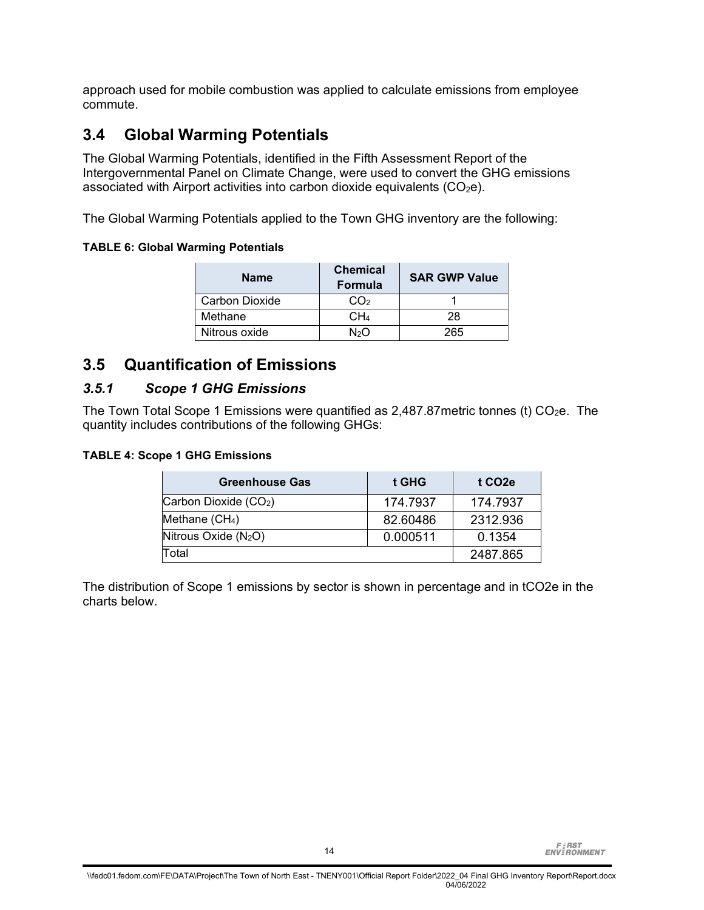approach used for mobile combustion was applied to calculate emissions from employee commute.

## 3.4 Global Warming Potentials

The Global Warming Potentials, identified in the Fifth Assessment Report of the Intergovernmental Panel on Climate Change, were used to convert the GHG emissions associated with Airport activities into carbon dioxide equivalents ($CO_2e$).

The Global Warming Potentials applied to the Town GHG inventory are the following:

**TABLE 6: Global Warming Potentials**

| Name | Chemical Formula | SAR GWP Value |
|---|---|---|
| Carbon Dioxide | $CO_2$ | 1 |
| Methane | $CH_4$ | 28 |
| Nitrous oxide | $N_2O$ | 265 |

## 3.5 Quantification of Emissions

### *3.5.1 Scope 1 GHG Emissions*

The Town Total Scope 1 Emissions were quantified as 2,487.87metric tonnes (t) $CO_2e$. The quantity includes contributions of the following GHGs:

**TABLE 4: Scope 1 GHG Emissions**

| Greenhouse Gas | t GHG | t CO2e |
|---|---|---|
| Carbon Dioxide ($CO_2$) | 174.7937 | 174.7937 |
| Methane ($CH_4$) | 82.60486 | 2312.936 |
| Nitrous Oxide ($N_2O$) | 0.000511 | 0.1354 |
| Total | | 2487.865 |

The distribution of Scope 1 emissions by sector is shown in percentage and in tCO2e in the charts below.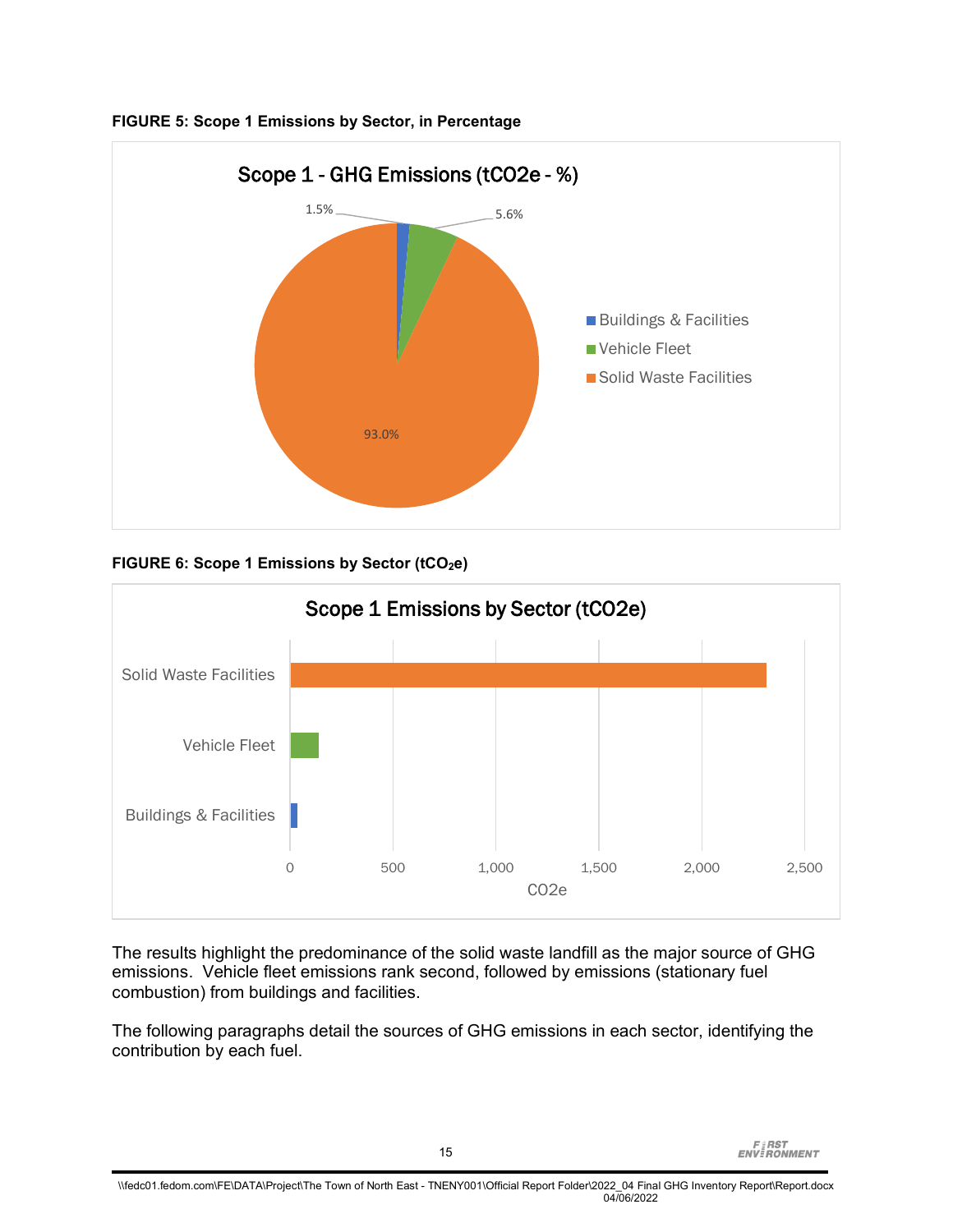**FIGURE 5: Scope 1 Emissions by Sector, in Percentage**

Scope 1 - GHG Emissions (tCO2e - %)

- Buildings & Facilities: 1.5%
- Vehicle Fleet: 5.6%
- Solid Waste Facilities: 93.0%

**FIGURE 6: Scope 1 Emissions by Sector ($tCO_2e$)**

Scope 1 Emissions by Sector (tCO2e)

The results highlight the predominance of the solid waste landfill as the major source of GHG emissions. Vehicle fleet emissions rank second, followed by emissions (stationary fuel combustion) from buildings and facilities.

The following paragraphs detail the sources of GHG emissions in each sector, identifying the contribution by each fuel.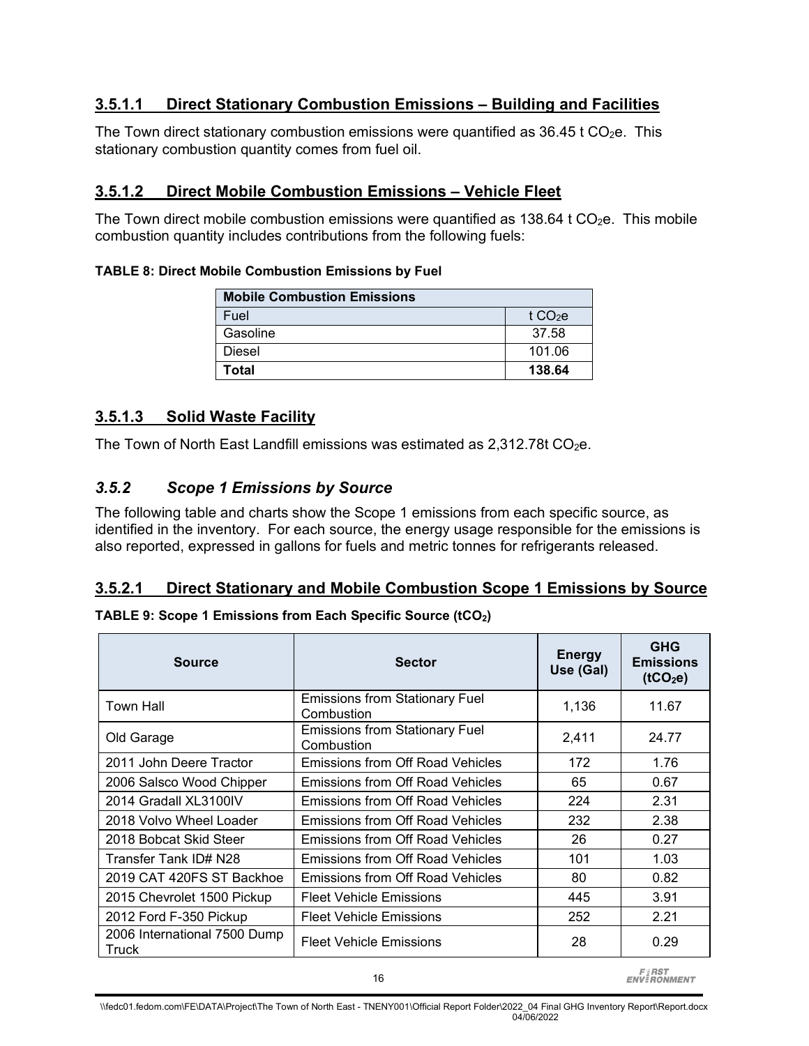### 3.5.1.1 Direct Stationary Combustion Emissions – Building and Facilities

The Town direct stationary combustion emissions were quantified as 36.45 t $CO_2$e. This stationary combustion quantity comes from fuel oil.

### 3.5.1.2 Direct Mobile Combustion Emissions – Vehicle Fleet

The Town direct mobile combustion emissions were quantified as 138.64 t $CO_2$e. This mobile combustion quantity includes contributions from the following fuels:

**TABLE 8: Direct Mobile Combustion Emissions by Fuel**

| Mobile Combustion Emissions | |
|---|---|
| Fuel | t $CO_2$e |
| Gasoline | 37.58 |
| Diesel | 101.06 |
| **Total** | **138.64** |

### 3.5.1.3 Solid Waste Facility

The Town of North East Landfill emissions was estimated as 2,312.78t $CO_2$e.

## *3.5.2 Scope 1 Emissions by Source*

The following table and charts show the Scope 1 emissions from each specific source, as identified in the inventory. For each source, the energy usage responsible for the emissions is also reported, expressed in gallons for fuels and metric tonnes for refrigerants released.

### 3.5.2.1 Direct Stationary and Mobile Combustion Scope 1 Emissions by Source

**TABLE 9: Scope 1 Emissions from Each Specific Source ($tCO_2$)**

| Source | Sector | Energy Use (Gal) | GHG Emissions ($tCO_2e$) |
|---|---|---|---|
| Town Hall | Emissions from Stationary Fuel Combustion | 1,136 | 11.67 |
| Old Garage | Emissions from Stationary Fuel Combustion | 2,411 | 24.77 |
| 2011 John Deere Tractor | Emissions from Off Road Vehicles | 172 | 1.76 |
| 2006 Salsco Wood Chipper | Emissions from Off Road Vehicles | 65 | 0.67 |
| 2014 Gradall XL3100IV | Emissions from Off Road Vehicles | 224 | 2.31 |
| 2018 Volvo Wheel Loader | Emissions from Off Road Vehicles | 232 | 2.38 |
| 2018 Bobcat Skid Steer | Emissions from Off Road Vehicles | 26 | 0.27 |
| Transfer Tank ID# N28 | Emissions from Off Road Vehicles | 101 | 1.03 |
| 2019 CAT 420FS ST Backhoe | Emissions from Off Road Vehicles | 80 | 0.82 |
| 2015 Chevrolet 1500 Pickup | Fleet Vehicle Emissions | 445 | 3.91 |
| 2012 Ford F-350 Pickup | Fleet Vehicle Emissions | 252 | 2.21 |
| 2006 International 7500 Dump Truck | Fleet Vehicle Emissions | 28 | 0.29 |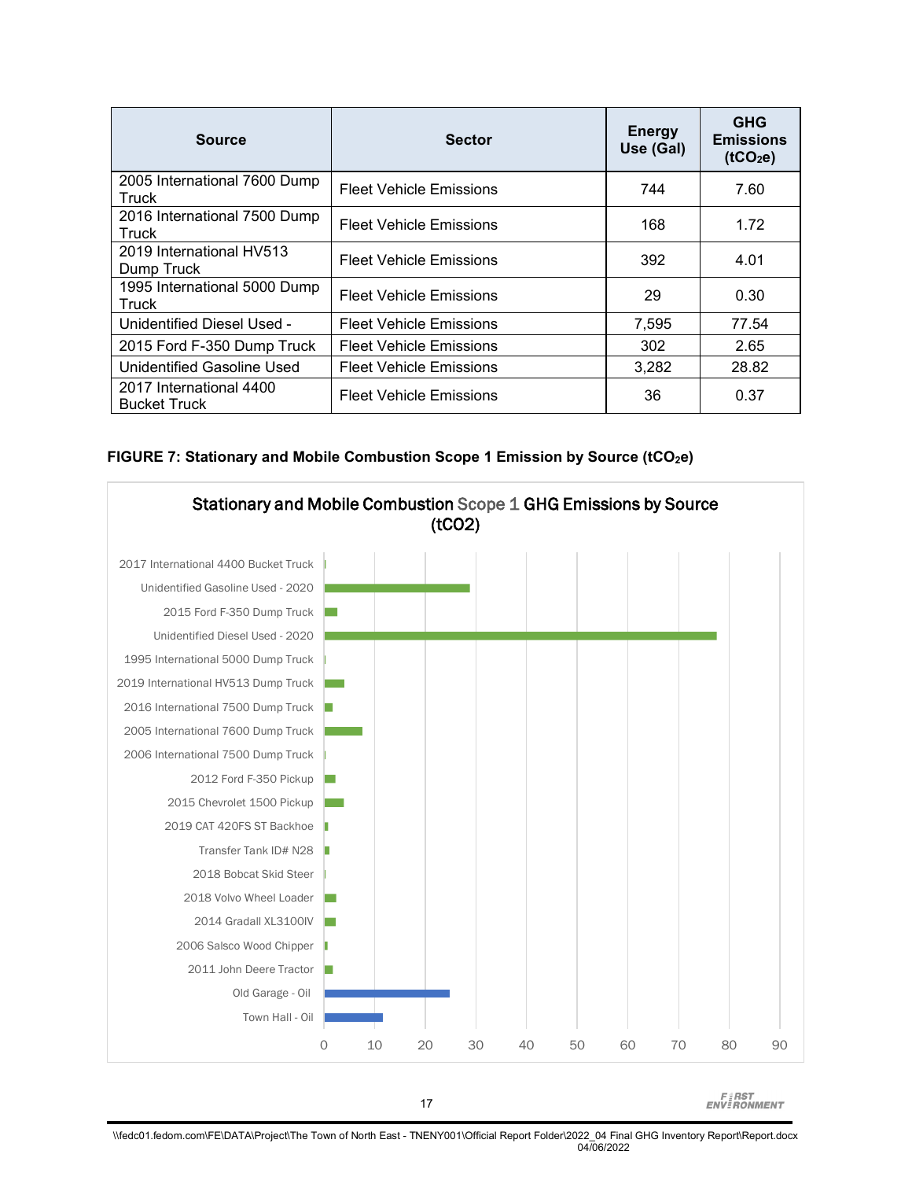| Source | Sector | Energy Use (Gal) | GHG Emissions ($tCO_2e$) |
|---|---|---|---|
| 2005 International 7600 Dump Truck | Fleet Vehicle Emissions | 744 | 7.60 |
| 2016 International 7500 Dump Truck | Fleet Vehicle Emissions | 168 | 1.72 |
| 2019 International HV513 Dump Truck | Fleet Vehicle Emissions | 392 | 4.01 |
| 1995 International 5000 Dump Truck | Fleet Vehicle Emissions | 29 | 0.30 |
| Unidentified Diesel Used - | Fleet Vehicle Emissions | 7,595 | 77.54 |
| 2015 Ford F-350 Dump Truck | Fleet Vehicle Emissions | 302 | 2.65 |
| Unidentified Gasoline Used | Fleet Vehicle Emissions | 3,282 | 28.82 |
| 2017 International 4400 Bucket Truck | Fleet Vehicle Emissions | 36 | 0.37 |

**FIGURE 7: Stationary and Mobile Combustion Scope 1 Emission by Source ($tCO_2e$)**

Stationary and Mobile Combustion Scope 1 GHG Emissions by Source ($tCO_2$)

| Source | $tCO_2$ (approx.) |
|---|---|
| 2017 International 4400 Bucket Truck | 0.37 |
| Unidentified Gasoline Used - 2020 | 28.82 |
| 2015 Ford F-350 Dump Truck | 2.65 |
| Unidentified Diesel Used - 2020 | 77.54 |
| 1995 International 5000 Dump Truck | 0.30 |
| 2019 International HV513 Dump Truck | 4.01 |
| 2016 International 7500 Dump Truck | 1.72 |
| 2005 International 7600 Dump Truck | 7.60 |
| 2006 International 7500 Dump Truck | |
| 2012 Ford F-350 Pickup | |
| 2015 Chevrolet 1500 Pickup | |
| 2019 CAT 420FS ST Backhoe | |
| Transfer Tank ID# N28 | |
| 2018 Bobcat Skid Steer | |
| 2018 Volvo Wheel Loader | |
| 2014 Gradall XL3100IV | |
| 2006 Salsco Wood Chipper | |
| 2011 John Deere Tractor | |
| Old Garage - Oil | |
| Town Hall - Oil | |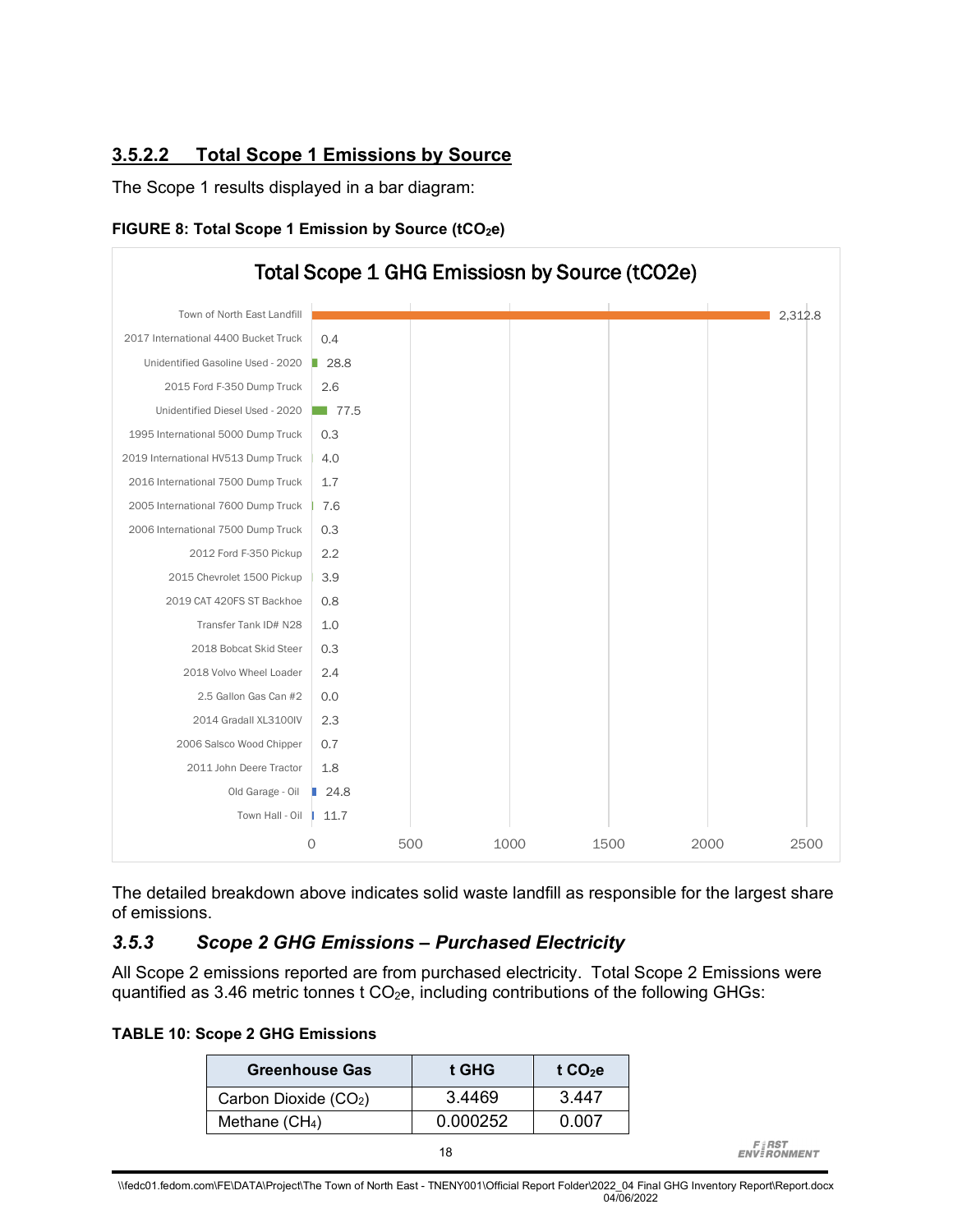### 3.5.2.2 Total Scope 1 Emissions by Source

The Scope 1 results displayed in a bar diagram:

**FIGURE 8: Total Scope 1 Emission by Source (t$CO_2$e)**

Total Scope 1 GHG Emissiosn by Source (tCO2e)

| Source | tCO2e |
|---|---|
| Town of North East Landfill | 2,312.8 |
| 2017 International 4400 Bucket Truck | 0.4 |
| Unidentified Gasoline Used - 2020 | 28.8 |
| 2015 Ford F-350 Dump Truck | 2.6 |
| Unidentified Diesel Used - 2020 | 77.5 |
| 1995 International 5000 Dump Truck | 0.3 |
| 2019 International HV513 Dump Truck | 4.0 |
| 2016 International 7500 Dump Truck | 1.7 |
| 2005 International 7600 Dump Truck | 7.6 |
| 2006 International 7500 Dump Truck | 0.3 |
| 2012 Ford F-350 Pickup | 2.2 |
| 2015 Chevrolet 1500 Pickup | 3.9 |
| 2019 CAT 420FS ST Backhoe | 0.8 |
| Transfer Tank ID# N28 | 1.0 |
| 2018 Bobcat Skid Steer | 0.3 |
| 2018 Volvo Wheel Loader | 2.4 |
| 2.5 Gallon Gas Can #2 | 0.0 |
| 2014 Gradall XL3100IV | 2.3 |
| 2006 Salsco Wood Chipper | 0.7 |
| 2011 John Deere Tractor | 1.8 |
| Old Garage - Oil | 24.8 |
| Town Hall - Oil | 11.7 |

The detailed breakdown above indicates solid waste landfill as responsible for the largest share of emissions.

### *3.5.3 Scope 2 GHG Emissions – Purchased Electricity*

All Scope 2 emissions reported are from purchased electricity. Total Scope 2 Emissions were quantified as 3.46 metric tonnes t $CO_2$e, including contributions of the following GHGs:

**TABLE 10: Scope 2 GHG Emissions**

| Greenhouse Gas | t GHG | t $CO_2$e |
|---|---|---|
| Carbon Dioxide ($CO_2$) | 3.4469 | 3.447 |
| Methane ($CH_4$) | 0.000252 | 0.007 |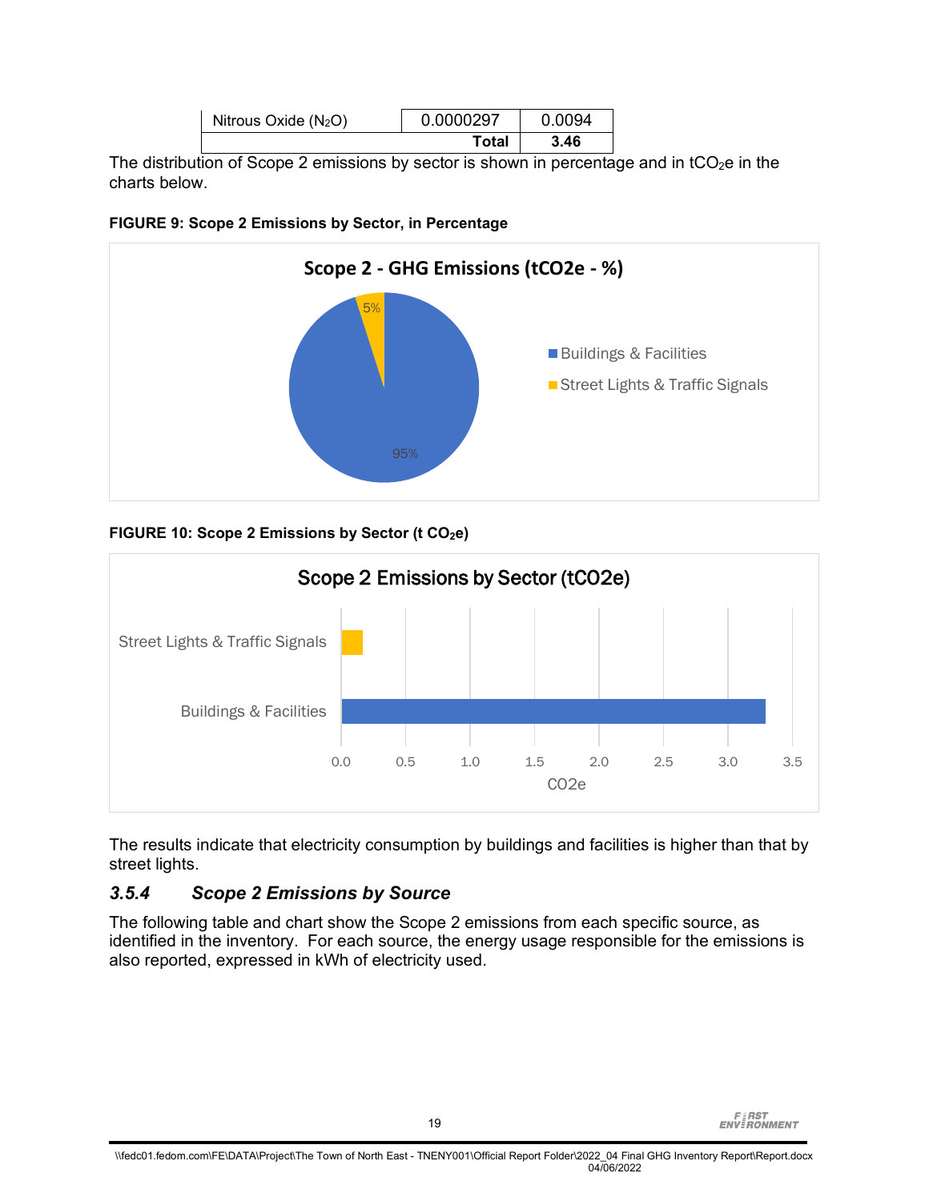| Nitrous Oxide ($N_2O$) | 0.0000297 | 0.0094 |
|---|---|---|
| | **Total** | **3.46** |

The distribution of Scope 2 emissions by sector is shown in percentage and in $tCO_2e$ in the charts below.

**FIGURE 9: Scope 2 Emissions by Sector, in Percentage**

**FIGURE 10: Scope 2 Emissions by Sector (t $CO_2e$)**

The results indicate that electricity consumption by buildings and facilities is higher than that by street lights.

### *3.5.4 Scope 2 Emissions by Source*

The following table and chart show the Scope 2 emissions from each specific source, as identified in the inventory. For each source, the energy usage responsible for the emissions is also reported, expressed in kWh of electricity used.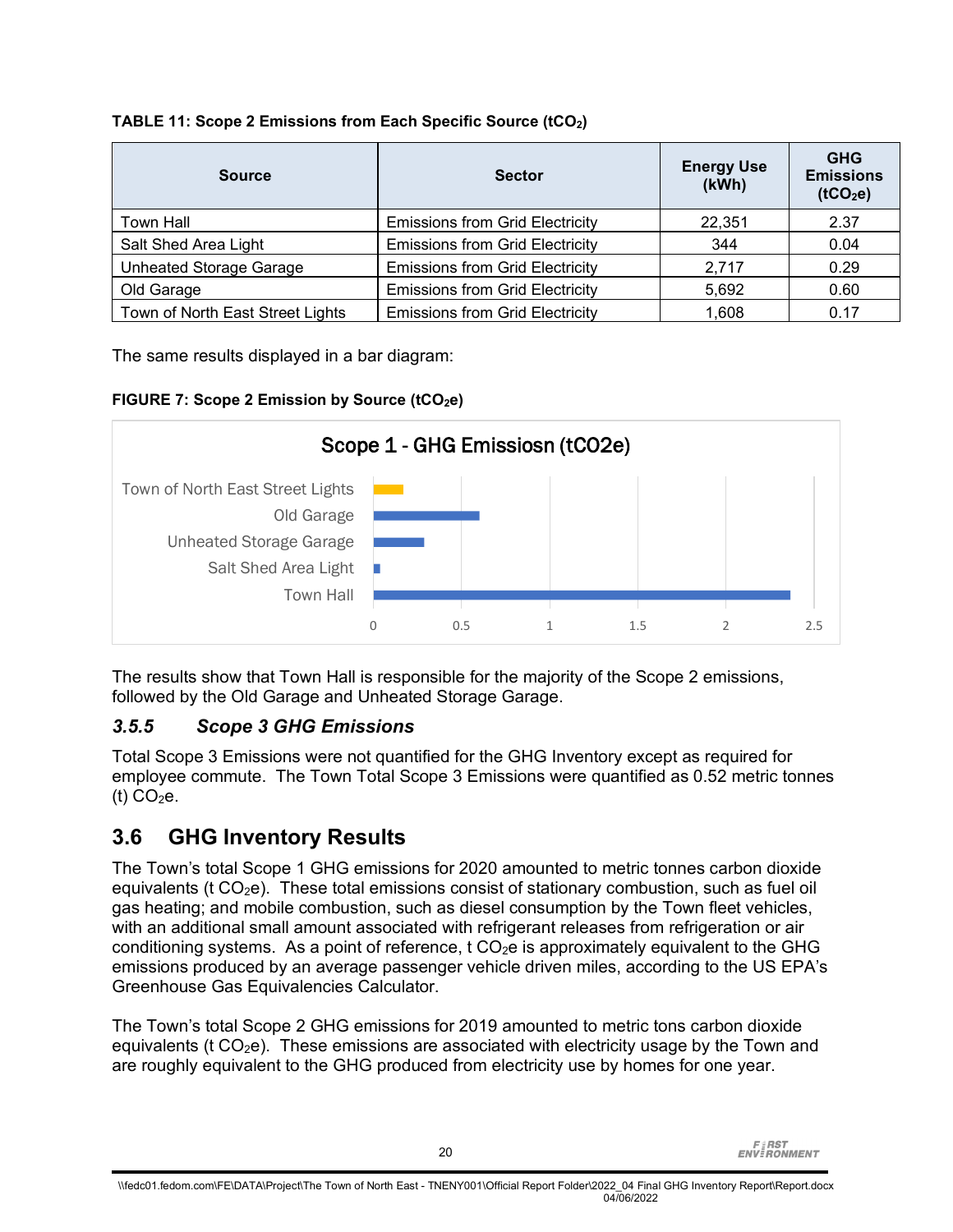**TABLE 11: Scope 2 Emissions from Each Specific Source ($tCO_2$)**

| Source | Sector | Energy Use (kWh) | GHG Emissions ($tCO_2e$) |
|---|---|---|---|
| Town Hall | Emissions from Grid Electricity | 22,351 | 2.37 |
| Salt Shed Area Light | Emissions from Grid Electricity | 344 | 0.04 |
| Unheated Storage Garage | Emissions from Grid Electricity | 2,717 | 0.29 |
| Old Garage | Emissions from Grid Electricity | 5,692 | 0.60 |
| Town of North East Street Lights | Emissions from Grid Electricity | 1,608 | 0.17 |

The same results displayed in a bar diagram:

**FIGURE 7: Scope 2 Emission by Source ($tCO_2e$)**

Scope 1 - GHG Emissiosn (tCO2e)

| Source | GHG Emissions (tCO2e) |
|---|---|
| Town of North East Street Lights | 0.17 |
| Old Garage | 0.60 |
| Unheated Storage Garage | 0.29 |
| Salt Shed Area Light | 0.04 |
| Town Hall | 2.37 |

The results show that Town Hall is responsible for the majority of the Scope 2 emissions, followed by the Old Garage and Unheated Storage Garage.

### *3.5.5 Scope 3 GHG Emissions*

Total Scope 3 Emissions were not quantified for the GHG Inventory except as required for employee commute. The Town Total Scope 3 Emissions were quantified as 0.52 metric tonnes (t) $CO_2e$.

## 3.6 GHG Inventory Results

The Town's total Scope 1 GHG emissions for 2020 amounted to metric tonnes carbon dioxide equivalents (t $CO_2e$). These total emissions consist of stationary combustion, such as fuel oil gas heating; and mobile combustion, such as diesel consumption by the Town fleet vehicles, with an additional small amount associated with refrigerant releases from refrigeration or air conditioning systems. As a point of reference, t $CO_2e$ is approximately equivalent to the GHG emissions produced by an average passenger vehicle driven miles, according to the US EPA's Greenhouse Gas Equivalencies Calculator.

The Town's total Scope 2 GHG emissions for 2019 amounted to metric tons carbon dioxide equivalents (t $CO_2e$). These emissions are associated with electricity usage by the Town and are roughly equivalent to the GHG produced from electricity use by homes for one year.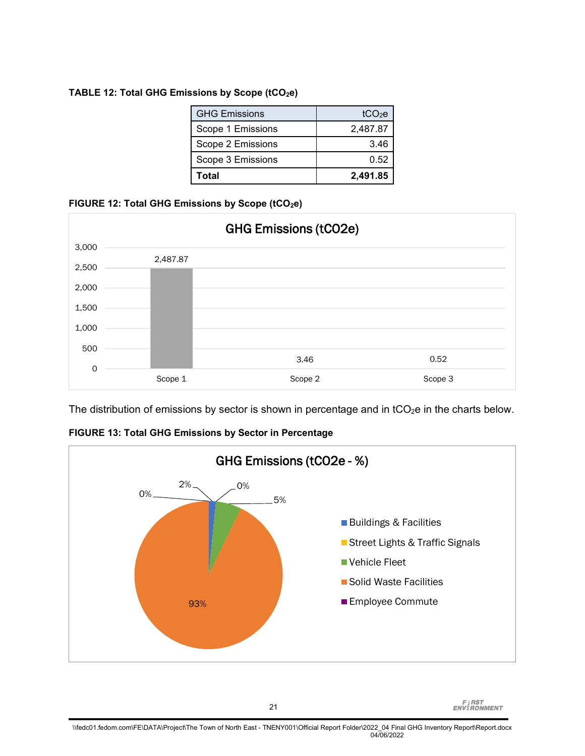**TABLE 12: Total GHG Emissions by Scope ($tCO_2e$)**

| GHG Emissions | $tCO_2e$ |
|---|---:|
| Scope 1 Emissions | 2,487.87 |
| Scope 2 Emissions | 3.46 |
| Scope 3 Emissions | 0.52 |
| **Total** | **2,491.85** |

**FIGURE 12: Total GHG Emissions by Scope ($tCO_2e$)**

The distribution of emissions by sector is shown in percentage and in $tCO_2e$ in the charts below.

**FIGURE 13: Total GHG Emissions by Sector in Percentage**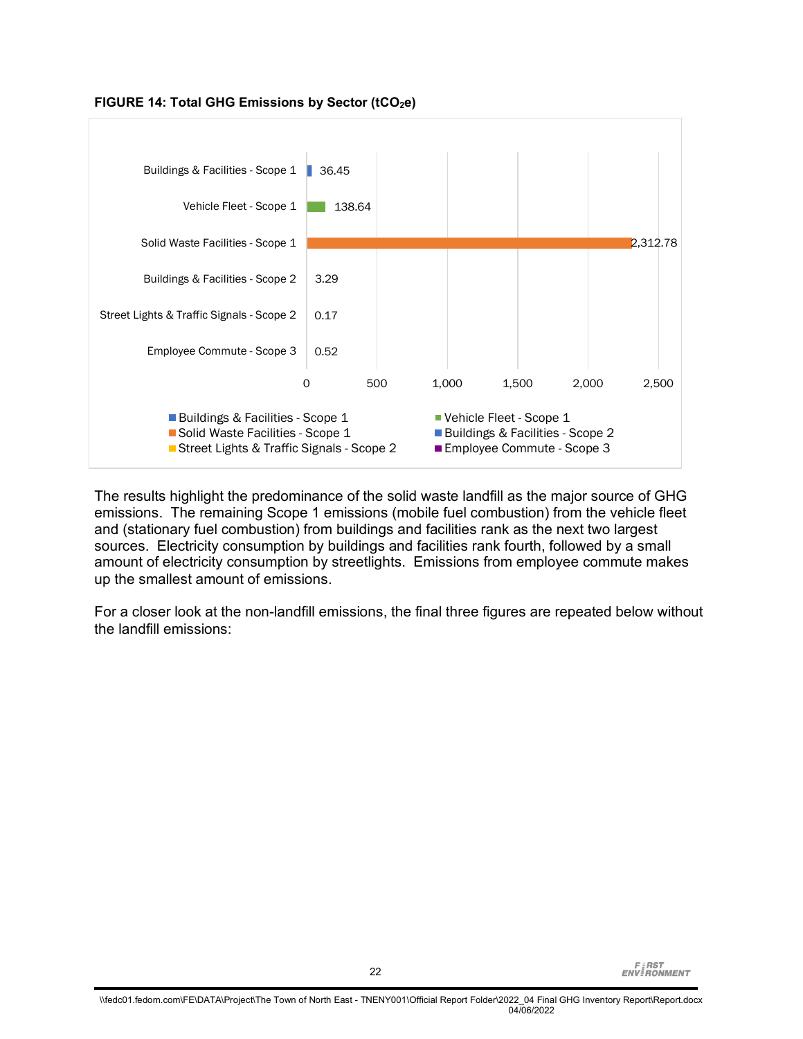**FIGURE 14: Total GHG Emissions by Sector ($tCO_2e$)**

| Sector | Emissions ($tCO_2e$) |
|---|---|
| Buildings & Facilities - Scope 1 | 36.45 |
| Vehicle Fleet - Scope 1 | 138.64 |
| Solid Waste Facilities - Scope 1 | 2,312.78 |
| Buildings & Facilities - Scope 2 | 3.29 |
| Street Lights & Traffic Signals - Scope 2 | 0.17 |
| Employee Commute - Scope 3 | 0.52 |

The results highlight the predominance of the solid waste landfill as the major source of GHG emissions. The remaining Scope 1 emissions (mobile fuel combustion) from the vehicle fleet and (stationary fuel combustion) from buildings and facilities rank as the next two largest sources. Electricity consumption by buildings and facilities rank fourth, followed by a small amount of electricity consumption by streetlights. Emissions from employee commute makes up the smallest amount of emissions.

For a closer look at the non-landfill emissions, the final three figures are repeated below without the landfill emissions: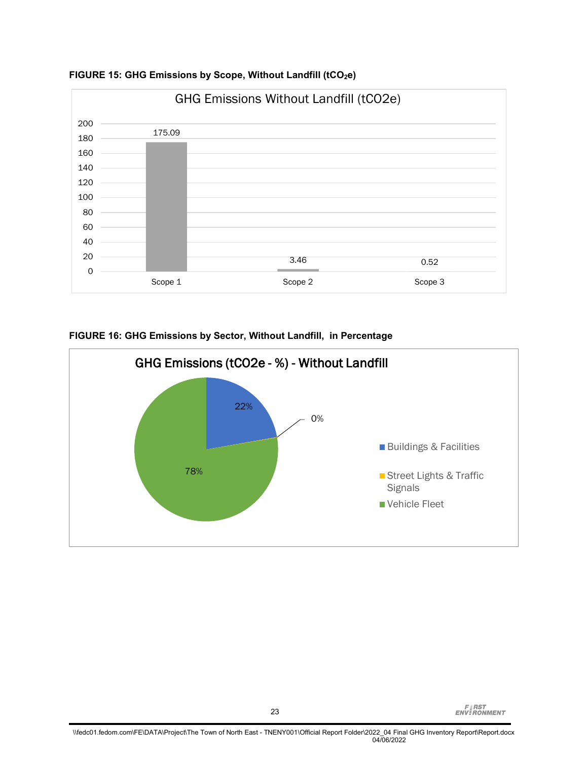**FIGURE 15: GHG Emissions by Scope, Without Landfill ($tCO_2e$)**

GHG Emissions Without Landfill (tCO2e)

| Scope | tCO2e |
|---|---|
| Scope 1 | 175.09 |
| Scope 2 | 3.46 |
| Scope 3 | 0.52 |

**FIGURE 16: GHG Emissions by Sector, Without Landfill, in Percentage**

GHG Emissions (tCO2e - %) - Without Landfill

| Sector | % |
|---|---|
| Buildings & Facilities | 22% |
| Street Lights & Traffic Signals | 0% |
| Vehicle Fleet | 78% |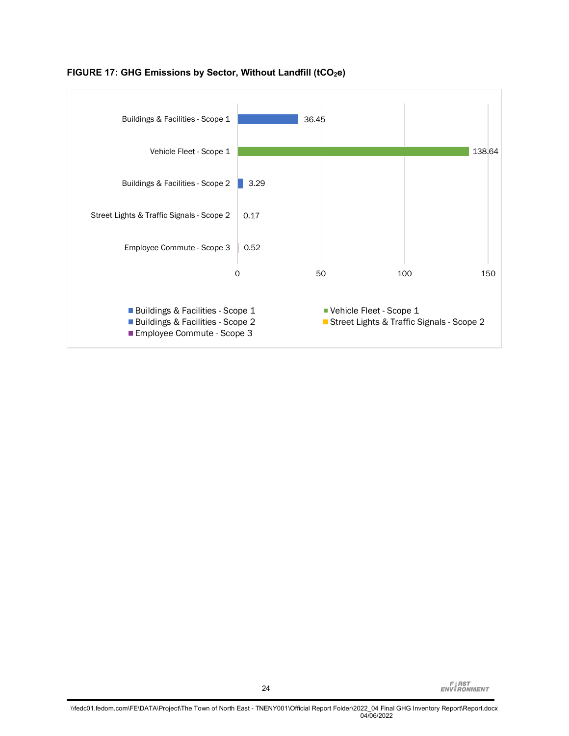**FIGURE 17: GHG Emissions by Sector, Without Landfill ($tCO_2e$)**

| Sector | $tCO_2e$ |
|---|---|
| Buildings & Facilities - Scope 1 | 36.45 |
| Vehicle Fleet - Scope 1 | 138.64 |
| Buildings & Facilities - Scope 2 | 3.29 |
| Street Lights & Traffic Signals - Scope 2 | 0.17 |
| Employee Commute - Scope 3 | 0.52 |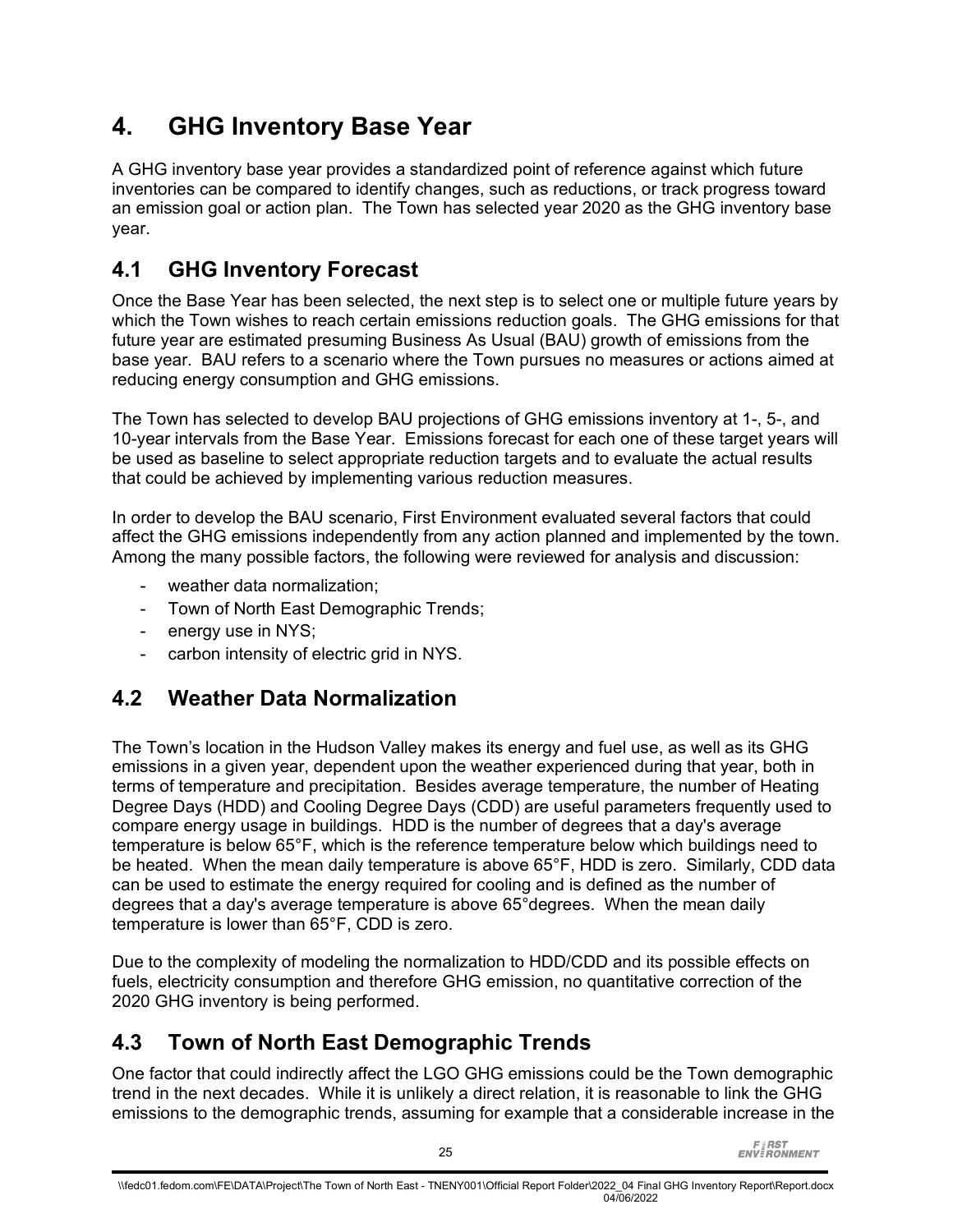# 4. GHG Inventory Base Year

A GHG inventory base year provides a standardized point of reference against which future inventories can be compared to identify changes, such as reductions, or track progress toward an emission goal or action plan. The Town has selected year 2020 as the GHG inventory base year.

## 4.1 GHG Inventory Forecast

Once the Base Year has been selected, the next step is to select one or multiple future years by which the Town wishes to reach certain emissions reduction goals. The GHG emissions for that future year are estimated presuming Business As Usual (BAU) growth of emissions from the base year. BAU refers to a scenario where the Town pursues no measures or actions aimed at reducing energy consumption and GHG emissions.

The Town has selected to develop BAU projections of GHG emissions inventory at 1-, 5-, and 10-year intervals from the Base Year. Emissions forecast for each one of these target years will be used as baseline to select appropriate reduction targets and to evaluate the actual results that could be achieved by implementing various reduction measures.

In order to develop the BAU scenario, First Environment evaluated several factors that could affect the GHG emissions independently from any action planned and implemented by the town. Among the many possible factors, the following were reviewed for analysis and discussion:

- weather data normalization;
- Town of North East Demographic Trends;
- energy use in NYS;
- carbon intensity of electric grid in NYS.

## 4.2 Weather Data Normalization

The Town's location in the Hudson Valley makes its energy and fuel use, as well as its GHG emissions in a given year, dependent upon the weather experienced during that year, both in terms of temperature and precipitation. Besides average temperature, the number of Heating Degree Days (HDD) and Cooling Degree Days (CDD) are useful parameters frequently used to compare energy usage in buildings. HDD is the number of degrees that a day's average temperature is below 65°F, which is the reference temperature below which buildings need to be heated. When the mean daily temperature is above 65°F, HDD is zero. Similarly, CDD data can be used to estimate the energy required for cooling and is defined as the number of degrees that a day's average temperature is above 65°degrees. When the mean daily temperature is lower than 65°F, CDD is zero.

Due to the complexity of modeling the normalization to HDD/CDD and its possible effects on fuels, electricity consumption and therefore GHG emission, no quantitative correction of the 2020 GHG inventory is being performed.

## 4.3 Town of North East Demographic Trends

One factor that could indirectly affect the LGO GHG emissions could be the Town demographic trend in the next decades. While it is unlikely a direct relation, it is reasonable to link the GHG emissions to the demographic trends, assuming for example that a considerable increase in the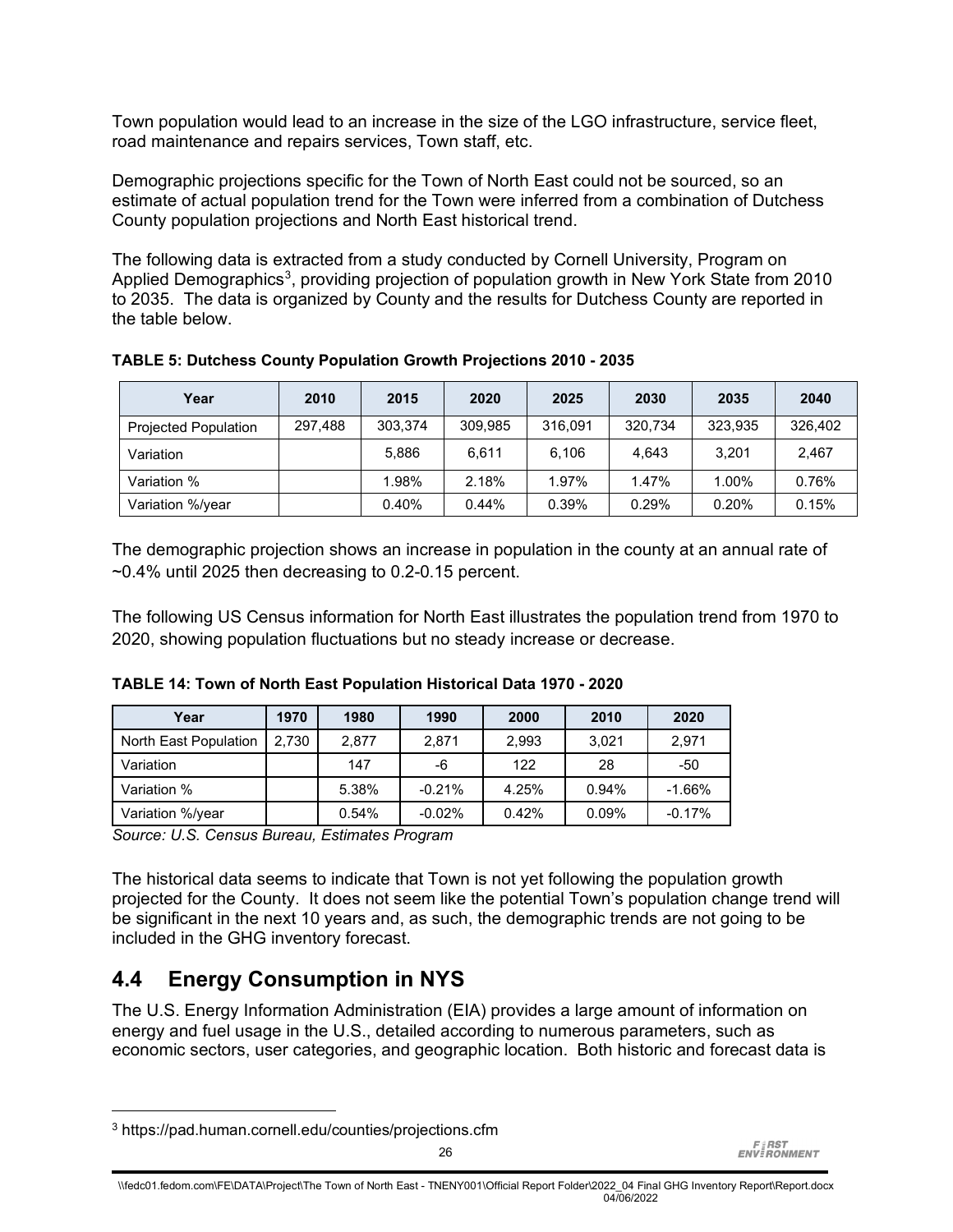Town population would lead to an increase in the size of the LGO infrastructure, service fleet, road maintenance and repairs services, Town staff, etc.

Demographic projections specific for the Town of North East could not be sourced, so an estimate of actual population trend for the Town were inferred from a combination of Dutchess County population projections and North East historical trend.

The following data is extracted from a study conducted by Cornell University, Program on Applied Demographics[3], providing projection of population growth in New York State from 2010 to 2035. The data is organized by County and the results for Dutchess County are reported in the table below.

**TABLE 5: Dutchess County Population Growth Projections 2010 - 2035**

| Year | 2010 | 2015 | 2020 | 2025 | 2030 | 2035 | 2040 |
|---|---|---|---|---|---|---|---|
| Projected Population | 297,488 | 303,374 | 309,985 | 316,091 | 320,734 | 323,935 | 326,402 |
| Variation | | 5,886 | 6,611 | 6,106 | 4,643 | 3,201 | 2,467 |
| Variation % | | 1.98% | 2.18% | 1.97% | 1.47% | 1.00% | 0.76% |
| Variation %/year | | 0.40% | 0.44% | 0.39% | 0.29% | 0.20% | 0.15% |

The demographic projection shows an increase in population in the county at an annual rate of ~0.4% until 2025 then decreasing to 0.2-0.15 percent.

The following US Census information for North East illustrates the population trend from 1970 to 2020, showing population fluctuations but no steady increase or decrease.

**TABLE 14: Town of North East Population Historical Data 1970 - 2020**

| Year | 1970 | 1980 | 1990 | 2000 | 2010 | 2020 |
|---|---|---|---|---|---|---|
| North East Population | 2,730 | 2,877 | 2,871 | 2,993 | 3,021 | 2,971 |
| Variation | | 147 | -6 | 122 | 28 | -50 |
| Variation % | | 5.38% | -0.21% | 4.25% | 0.94% | -1.66% |
| Variation %/year | | 0.54% | -0.02% | 0.42% | 0.09% | -0.17% |

*Source: U.S. Census Bureau, Estimates Program*

The historical data seems to indicate that Town is not yet following the population growth projected for the County. It does not seem like the potential Town's population change trend will be significant in the next 10 years and, as such, the demographic trends are not going to be included in the GHG inventory forecast.

## 4.4 Energy Consumption in NYS

The U.S. Energy Information Administration (EIA) provides a large amount of information on energy and fuel usage in the U.S., detailed according to numerous parameters, such as economic sectors, user categories, and geographic location. Both historic and forecast data is

[3] https://pad.human.cornell.edu/counties/projections.cfm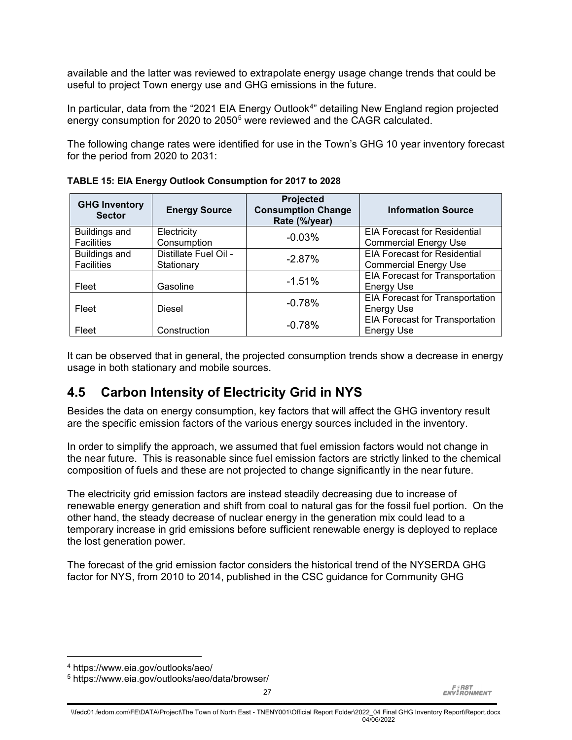available and the latter was reviewed to extrapolate energy usage change trends that could be useful to project Town energy use and GHG emissions in the future.

In particular, data from the "2021 EIA Energy Outlook[4]" detailing New England region projected energy consumption for 2020 to 2050[5] were reviewed and the CAGR calculated.

The following change rates were identified for use in the Town's GHG 10 year inventory forecast for the period from 2020 to 2031:

**TABLE 15: EIA Energy Outlook Consumption for 2017 to 2028**

| GHG Inventory Sector | Energy Source | Projected Consumption Change Rate (%/year) | Information Source |
|---|---|---|---|
| Buildings and Facilities | Electricity Consumption | -0.03% | EIA Forecast for Residential Commercial Energy Use |
| Buildings and Facilities | Distillate Fuel Oil - Stationary | -2.87% | EIA Forecast for Residential Commercial Energy Use |
| Fleet | Gasoline | -1.51% | EIA Forecast for Transportation Energy Use |
| Fleet | Diesel | -0.78% | EIA Forecast for Transportation Energy Use |
| Fleet | Construction | -0.78% | EIA Forecast for Transportation Energy Use |

It can be observed that in general, the projected consumption trends show a decrease in energy usage in both stationary and mobile sources.

## 4.5 Carbon Intensity of Electricity Grid in NYS

Besides the data on energy consumption, key factors that will affect the GHG inventory result are the specific emission factors of the various energy sources included in the inventory.

In order to simplify the approach, we assumed that fuel emission factors would not change in the near future. This is reasonable since fuel emission factors are strictly linked to the chemical composition of fuels and these are not projected to change significantly in the near future.

The electricity grid emission factors are instead steadily decreasing due to increase of renewable energy generation and shift from coal to natural gas for the fossil fuel portion. On the other hand, the steady decrease of nuclear energy in the generation mix could lead to a temporary increase in grid emissions before sufficient renewable energy is deployed to replace the lost generation power.

The forecast of the grid emission factor considers the historical trend of the NYSERDA GHG factor for NYS, from 2010 to 2014, published in the CSC guidance for Community GHG

---

[4] https://www.eia.gov/outlooks/aeo/

[5] https://www.eia.gov/outlooks/aeo/data/browser/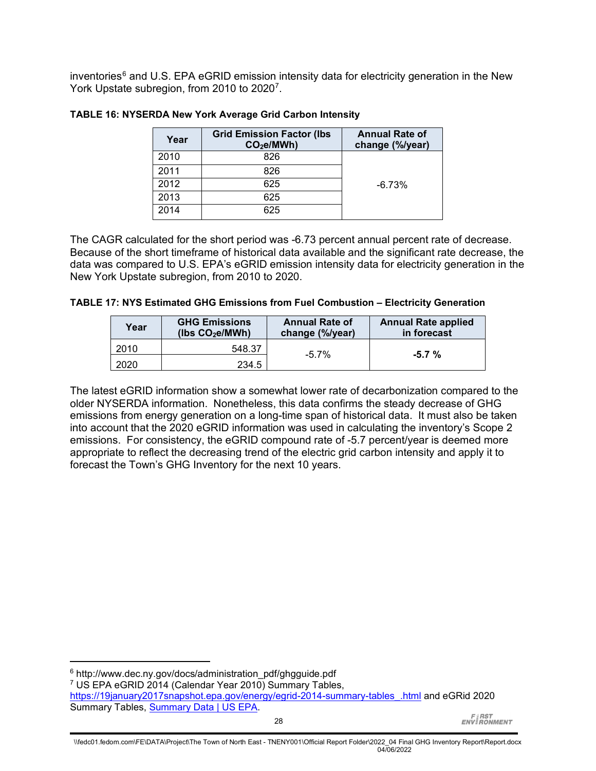inventories[6] and U.S. EPA eGRID emission intensity data for electricity generation in the New York Upstate subregion, from 2010 to 2020[7].

**TABLE 16: NYSERDA New York Average Grid Carbon Intensity**

| Year | Grid Emission Factor (lbs $CO_2$e/MWh) | Annual Rate of change (%/year) |
|---|---|---|
| 2010 | 826 | -6.73% |
| 2011 | 826 | |
| 2012 | 625 | |
| 2013 | 625 | |
| 2014 | 625 | |

The CAGR calculated for the short period was -6.73 percent annual percent rate of decrease. Because of the short timeframe of historical data available and the significant rate decrease, the data was compared to U.S. EPA's eGRID emission intensity data for electricity generation in the New York Upstate subregion, from 2010 to 2020.

**TABLE 17: NYS Estimated GHG Emissions from Fuel Combustion – Electricity Generation**

| Year | GHG Emissions (lbs $CO_2$e/MWh) | Annual Rate of change (%/year) | Annual Rate applied in forecast |
|---|---|---|---|
| 2010 | 548.37 | -5.7% | **-5.7 %** |
| 2020 | 234.5 | | |

The latest eGRID information show a somewhat lower rate of decarbonization compared to the older NYSERDA information. Nonetheless, this data confirms the steady decrease of GHG emissions from energy generation on a long-time span of historical data. It must also be taken into account that the 2020 eGRID information was used in calculating the inventory's Scope 2 emissions. For consistency, the eGRID compound rate of -5.7 percent/year is deemed more appropriate to reflect the decreasing trend of the electric grid carbon intensity and apply it to forecast the Town's GHG Inventory for the next 10 years.

---

[6] http://www.dec.ny.gov/docs/administration_pdf/ghgguide.pdf

[7] US EPA eGRID 2014 (Calendar Year 2010) Summary Tables, https://19january2017snapshot.epa.gov/energy/egrid-2014-summary-tables_.html and eGRid 2020 Summary Tables, Summary Data | US EPA.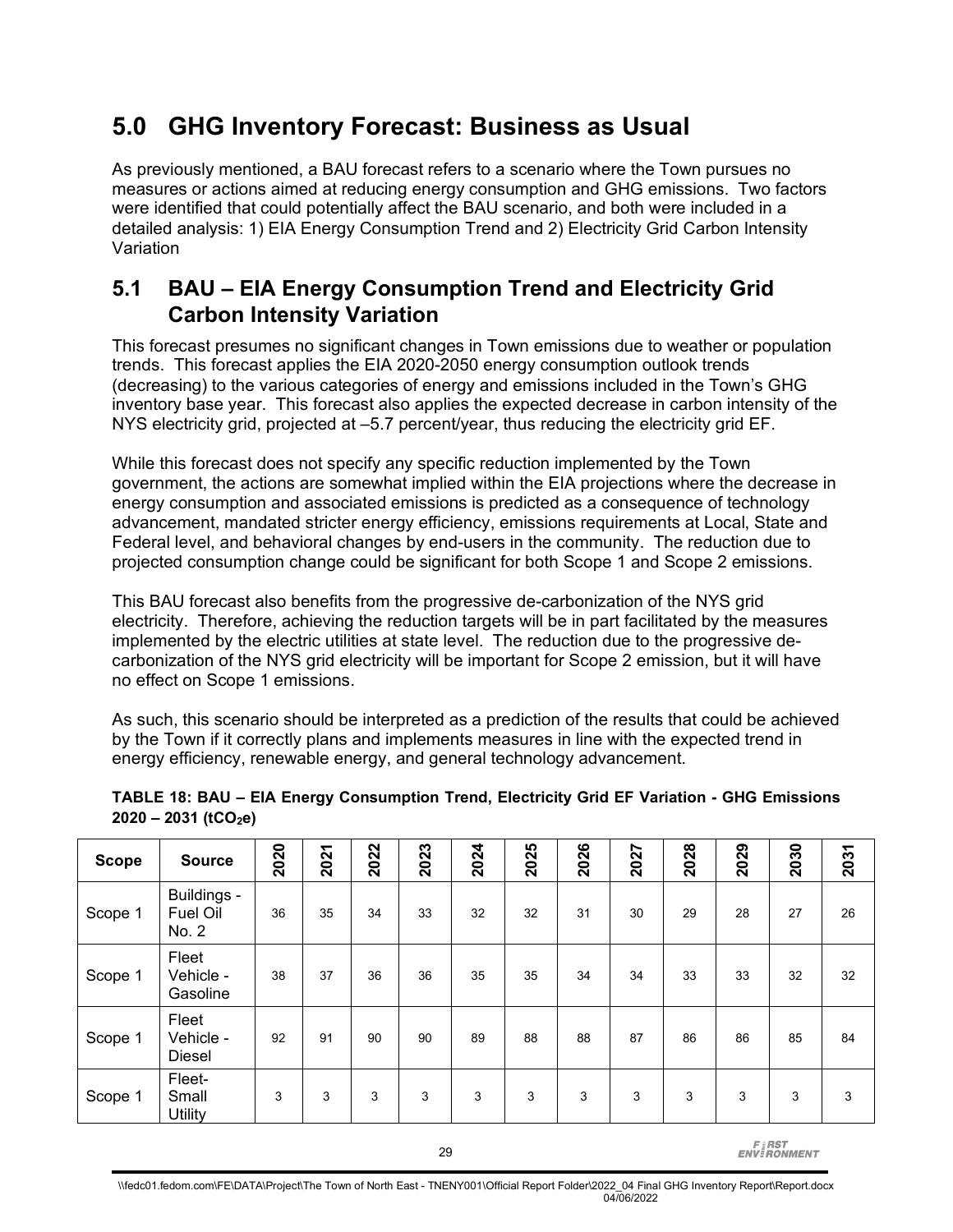# 5.0 GHG Inventory Forecast: Business as Usual

As previously mentioned, a BAU forecast refers to a scenario where the Town pursues no measures or actions aimed at reducing energy consumption and GHG emissions. Two factors were identified that could potentially affect the BAU scenario, and both were included in a detailed analysis: 1) EIA Energy Consumption Trend and 2) Electricity Grid Carbon Intensity Variation

## 5.1 BAU – EIA Energy Consumption Trend and Electricity Grid Carbon Intensity Variation

This forecast presumes no significant changes in Town emissions due to weather or population trends. This forecast applies the EIA 2020-2050 energy consumption outlook trends (decreasing) to the various categories of energy and emissions included in the Town's GHG inventory base year. This forecast also applies the expected decrease in carbon intensity of the NYS electricity grid, projected at –5.7 percent/year, thus reducing the electricity grid EF.

While this forecast does not specify any specific reduction implemented by the Town government, the actions are somewhat implied within the EIA projections where the decrease in energy consumption and associated emissions is predicted as a consequence of technology advancement, mandated stricter energy efficiency, emissions requirements at Local, State and Federal level, and behavioral changes by end-users in the community. The reduction due to projected consumption change could be significant for both Scope 1 and Scope 2 emissions.

This BAU forecast also benefits from the progressive de-carbonization of the NYS grid electricity. Therefore, achieving the reduction targets will be in part facilitated by the measures implemented by the electric utilities at state level. The reduction due to the progressive de-carbonization of the NYS grid electricity will be important for Scope 2 emission, but it will have no effect on Scope 1 emissions.

As such, this scenario should be interpreted as a prediction of the results that could be achieved by the Town if it correctly plans and implements measures in line with the expected trend in energy efficiency, renewable energy, and general technology advancement.

**TABLE 18: BAU – EIA Energy Consumption Trend, Electricity Grid EF Variation - GHG Emissions 2020 – 2031 ($tCO_2e$)**

| Scope | Source | 2020 | 2021 | 2022 | 2023 | 2024 | 2025 | 2026 | 2027 | 2028 | 2029 | 2030 | 2031 |
|---|---|---|---|---|---|---|---|---|---|---|---|---|---|
| Scope 1 | Buildings - Fuel Oil No. 2 | 36 | 35 | 34 | 33 | 32 | 32 | 31 | 30 | 29 | 28 | 27 | 26 |
| Scope 1 | Fleet Vehicle - Gasoline | 38 | 37 | 36 | 36 | 35 | 35 | 34 | 34 | 33 | 33 | 32 | 32 |
| Scope 1 | Fleet Vehicle - Diesel | 92 | 91 | 90 | 90 | 89 | 88 | 88 | 87 | 86 | 86 | 85 | 84 |
| Scope 1 | Fleet- Small Utility | 3 | 3 | 3 | 3 | 3 | 3 | 3 | 3 | 3 | 3 | 3 | 3 |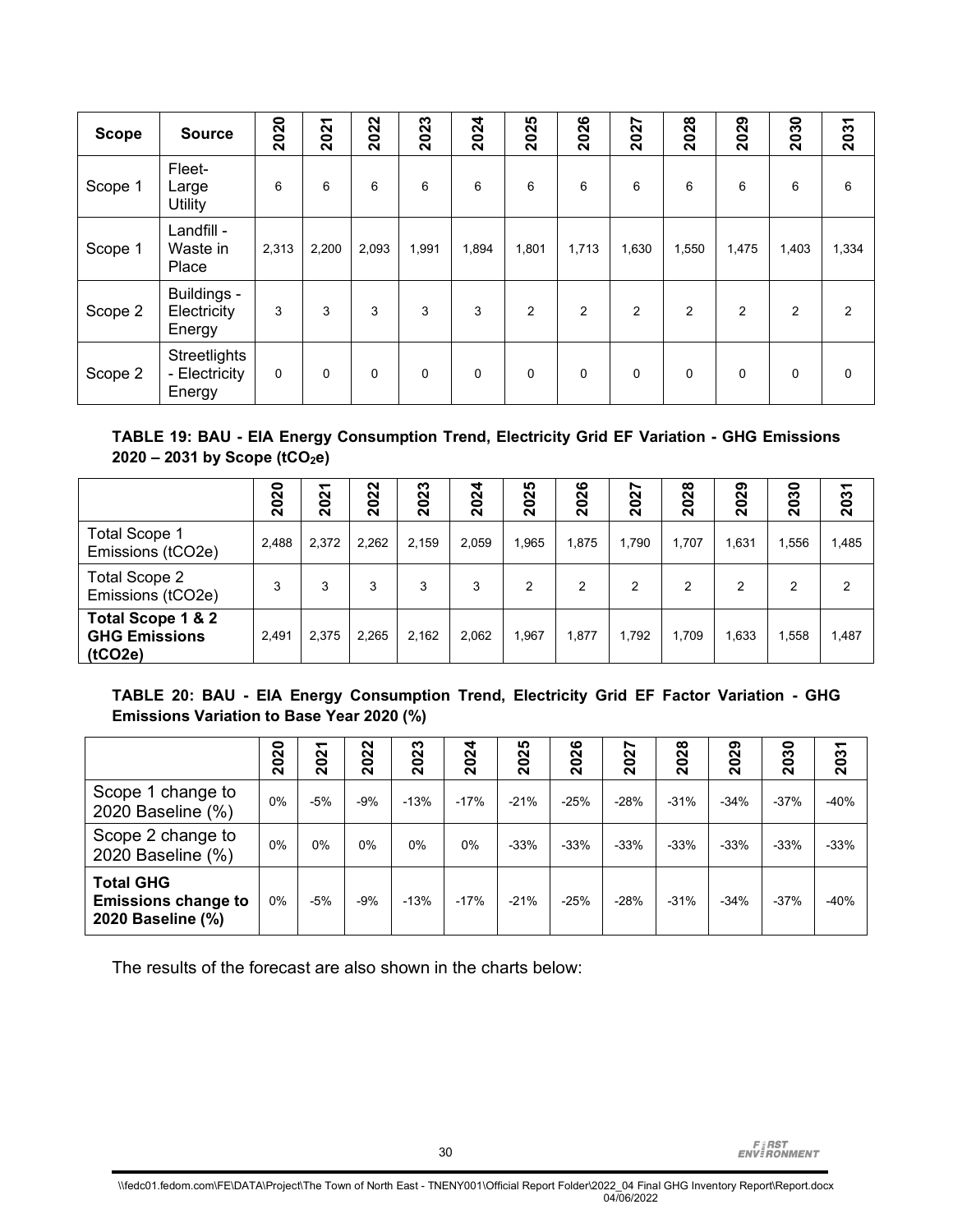| Scope | Source | 2020 | 2021 | 2022 | 2023 | 2024 | 2025 | 2026 | 2027 | 2028 | 2029 | 2030 | 2031 |
|---|---|---|---|---|---|---|---|---|---|---|---|---|---|
| Scope 1 | Fleet- Large Utility | 6 | 6 | 6 | 6 | 6 | 6 | 6 | 6 | 6 | 6 | 6 | 6 |
| Scope 1 | Landfill - Waste in Place | 2,313 | 2,200 | 2,093 | 1,991 | 1,894 | 1,801 | 1,713 | 1,630 | 1,550 | 1,475 | 1,403 | 1,334 |
| Scope 2 | Buildings - Electricity Energy | 3 | 3 | 3 | 3 | 3 | 2 | 2 | 2 | 2 | 2 | 2 | 2 |
| Scope 2 | Streetlights - Electricity Energy | 0 | 0 | 0 | 0 | 0 | 0 | 0 | 0 | 0 | 0 | 0 | 0 |

**TABLE 19: BAU - EIA Energy Consumption Trend, Electricity Grid EF Variation - GHG Emissions 2020 – 2031 by Scope ($tCO_2e$)**

| | 2020 | 2021 | 2022 | 2023 | 2024 | 2025 | 2026 | 2027 | 2028 | 2029 | 2030 | 2031 |
|---|---|---|---|---|---|---|---|---|---|---|---|---|
| Total Scope 1 Emissions (tCO2e) | 2,488 | 2,372 | 2,262 | 2,159 | 2,059 | 1,965 | 1,875 | 1,790 | 1,707 | 1,631 | 1,556 | 1,485 |
| Total Scope 2 Emissions (tCO2e) | 3 | 3 | 3 | 3 | 3 | 2 | 2 | 2 | 2 | 2 | 2 | 2 |
| **Total Scope 1 & 2 GHG Emissions (tCO2e)** | 2,491 | 2,375 | 2,265 | 2,162 | 2,062 | 1,967 | 1,877 | 1,792 | 1,709 | 1,633 | 1,558 | 1,487 |

**TABLE 20: BAU - EIA Energy Consumption Trend, Electricity Grid EF Factor Variation - GHG Emissions Variation to Base Year 2020 (%)**

| | 2020 | 2021 | 2022 | 2023 | 2024 | 2025 | 2026 | 2027 | 2028 | 2029 | 2030 | 2031 |
|---|---|---|---|---|---|---|---|---|---|---|---|---|
| Scope 1 change to 2020 Baseline (%) | 0% | -5% | -9% | -13% | -17% | -21% | -25% | -28% | -31% | -34% | -37% | -40% |
| Scope 2 change to 2020 Baseline (%) | 0% | 0% | 0% | 0% | 0% | -33% | -33% | -33% | -33% | -33% | -33% | -33% |
| **Total GHG Emissions change to 2020 Baseline (%)** | 0% | -5% | -9% | -13% | -17% | -21% | -25% | -28% | -31% | -34% | -37% | -40% |

The results of the forecast are also shown in the charts below: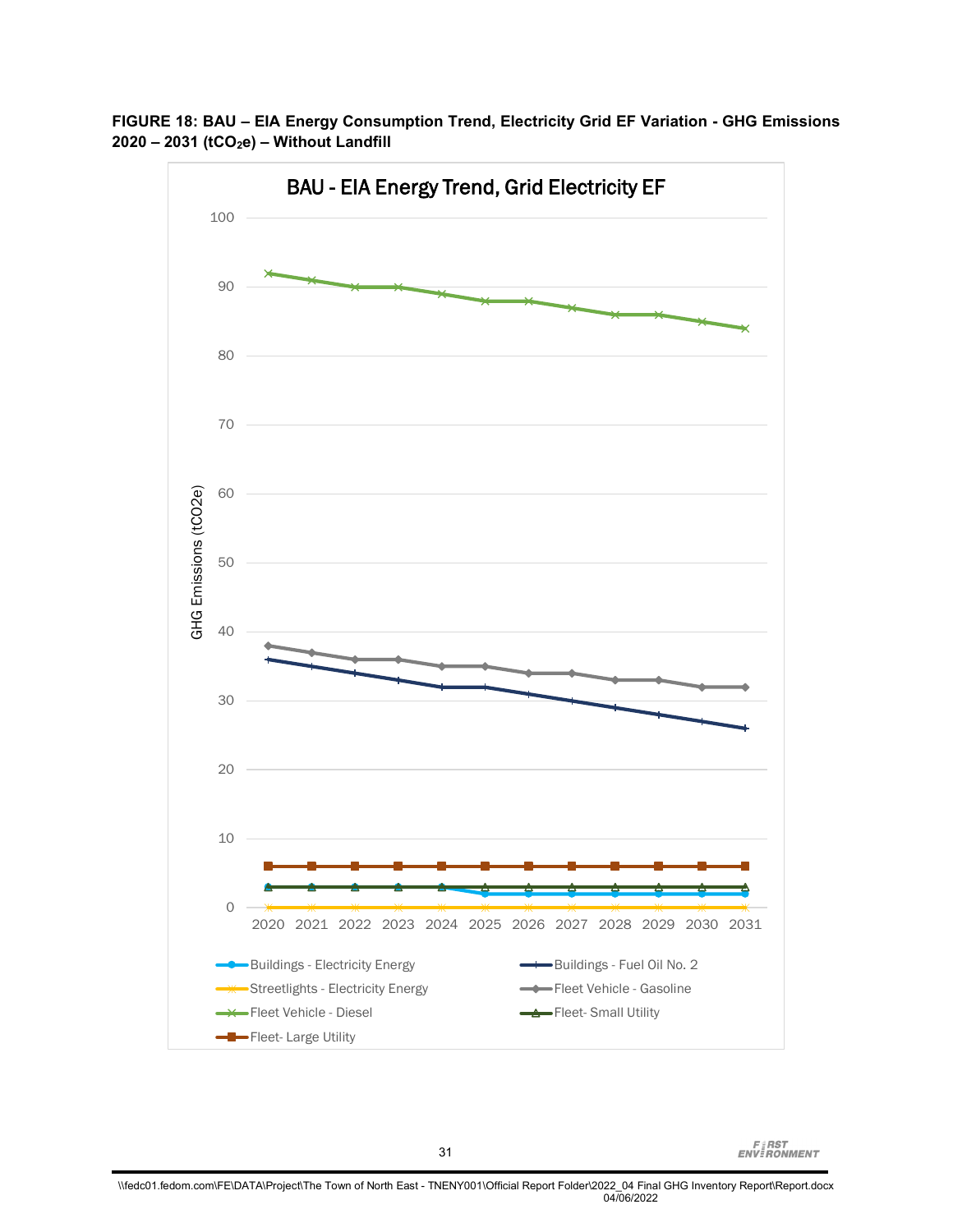**FIGURE 18: BAU – EIA Energy Consumption Trend, Electricity Grid EF Variation - GHG Emissions 2020 – 2031 ($tCO_2e$) – Without Landfill**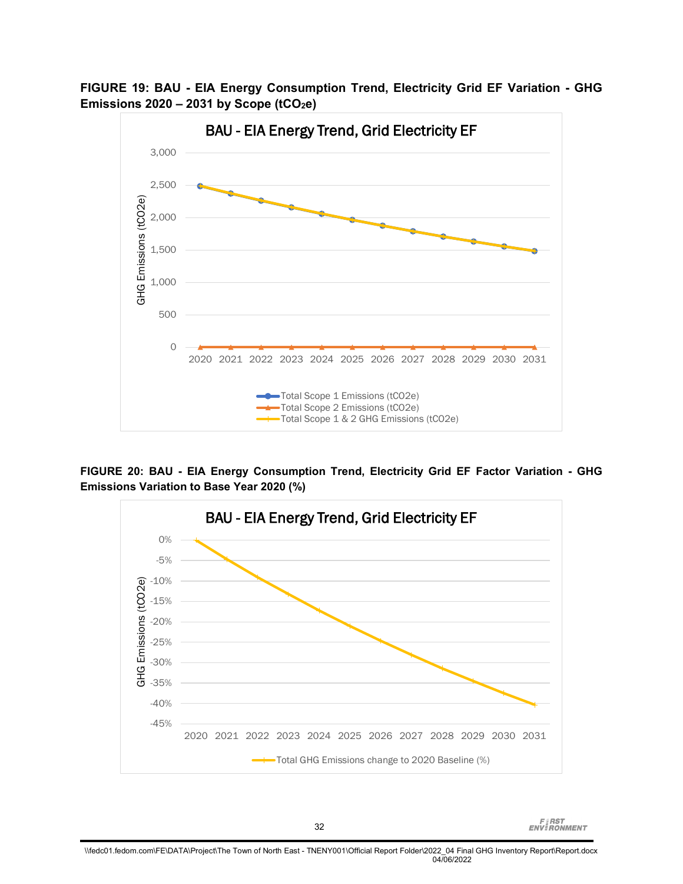**FIGURE 19: BAU - EIA Energy Consumption Trend, Electricity Grid EF Variation - GHG Emissions 2020 – 2031 by Scope ($tCO_2e$)**

**FIGURE 20: BAU - EIA Energy Consumption Trend, Electricity Grid EF Factor Variation - GHG Emissions Variation to Base Year 2020 (%)**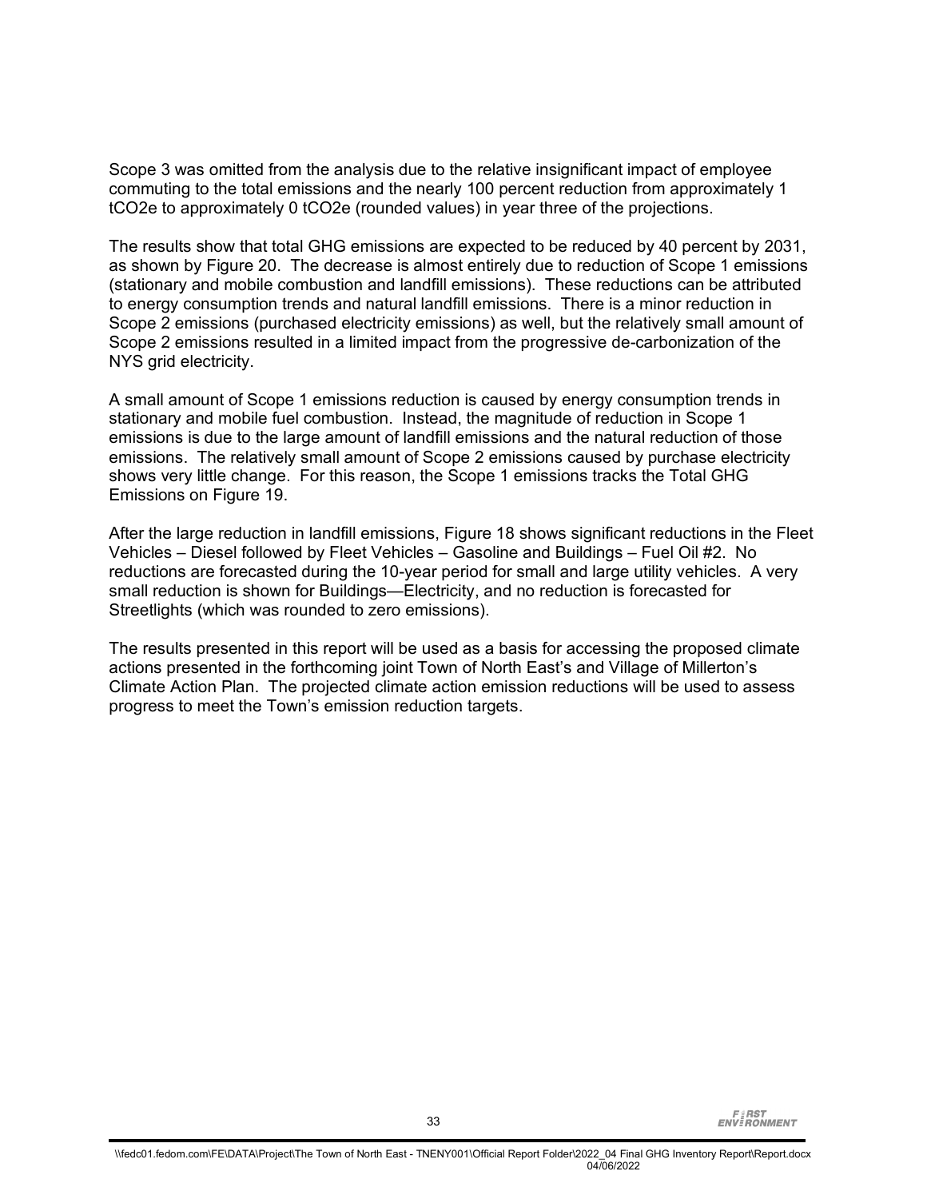Scope 3 was omitted from the analysis due to the relative insignificant impact of employee commuting to the total emissions and the nearly 100 percent reduction from approximately 1 tCO2e to approximately 0 tCO2e (rounded values) in year three of the projections.

The results show that total GHG emissions are expected to be reduced by 40 percent by 2031, as shown by Figure 20. The decrease is almost entirely due to reduction of Scope 1 emissions (stationary and mobile combustion and landfill emissions). These reductions can be attributed to energy consumption trends and natural landfill emissions. There is a minor reduction in Scope 2 emissions (purchased electricity emissions) as well, but the relatively small amount of Scope 2 emissions resulted in a limited impact from the progressive de-carbonization of the NYS grid electricity.

A small amount of Scope 1 emissions reduction is caused by energy consumption trends in stationary and mobile fuel combustion. Instead, the magnitude of reduction in Scope 1 emissions is due to the large amount of landfill emissions and the natural reduction of those emissions. The relatively small amount of Scope 2 emissions caused by purchase electricity shows very little change. For this reason, the Scope 1 emissions tracks the Total GHG Emissions on Figure 19.

After the large reduction in landfill emissions, Figure 18 shows significant reductions in the Fleet Vehicles – Diesel followed by Fleet Vehicles – Gasoline and Buildings – Fuel Oil #2. No reductions are forecasted during the 10-year period for small and large utility vehicles. A very small reduction is shown for Buildings—Electricity, and no reduction is forecasted for Streetlights (which was rounded to zero emissions).

The results presented in this report will be used as a basis for accessing the proposed climate actions presented in the forthcoming joint Town of North East's and Village of Millerton's Climate Action Plan. The projected climate action emission reductions will be used to assess progress to meet the Town's emission reduction targets.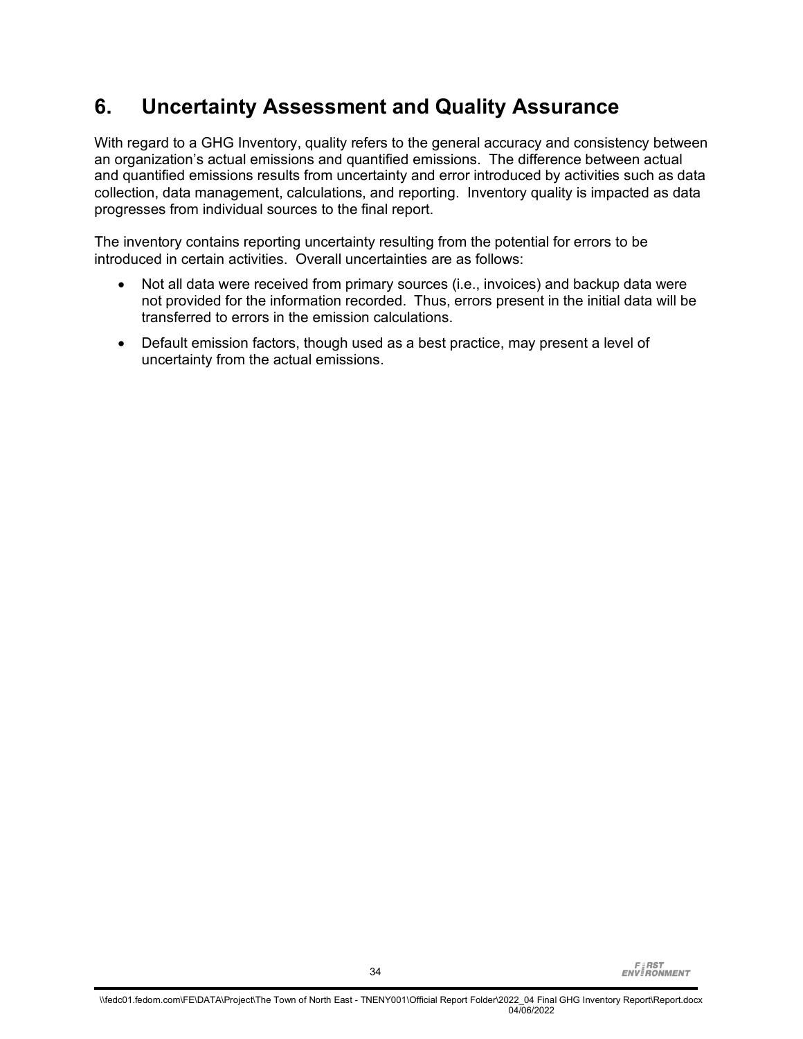# 6. Uncertainty Assessment and Quality Assurance

With regard to a GHG Inventory, quality refers to the general accuracy and consistency between an organization's actual emissions and quantified emissions. The difference between actual and quantified emissions results from uncertainty and error introduced by activities such as data collection, data management, calculations, and reporting. Inventory quality is impacted as data progresses from individual sources to the final report.

The inventory contains reporting uncertainty resulting from the potential for errors to be introduced in certain activities. Overall uncertainties are as follows:

- Not all data were received from primary sources (i.e., invoices) and backup data were not provided for the information recorded. Thus, errors present in the initial data will be transferred to errors in the emission calculations.
- Default emission factors, though used as a best practice, may present a level of uncertainty from the actual emissions.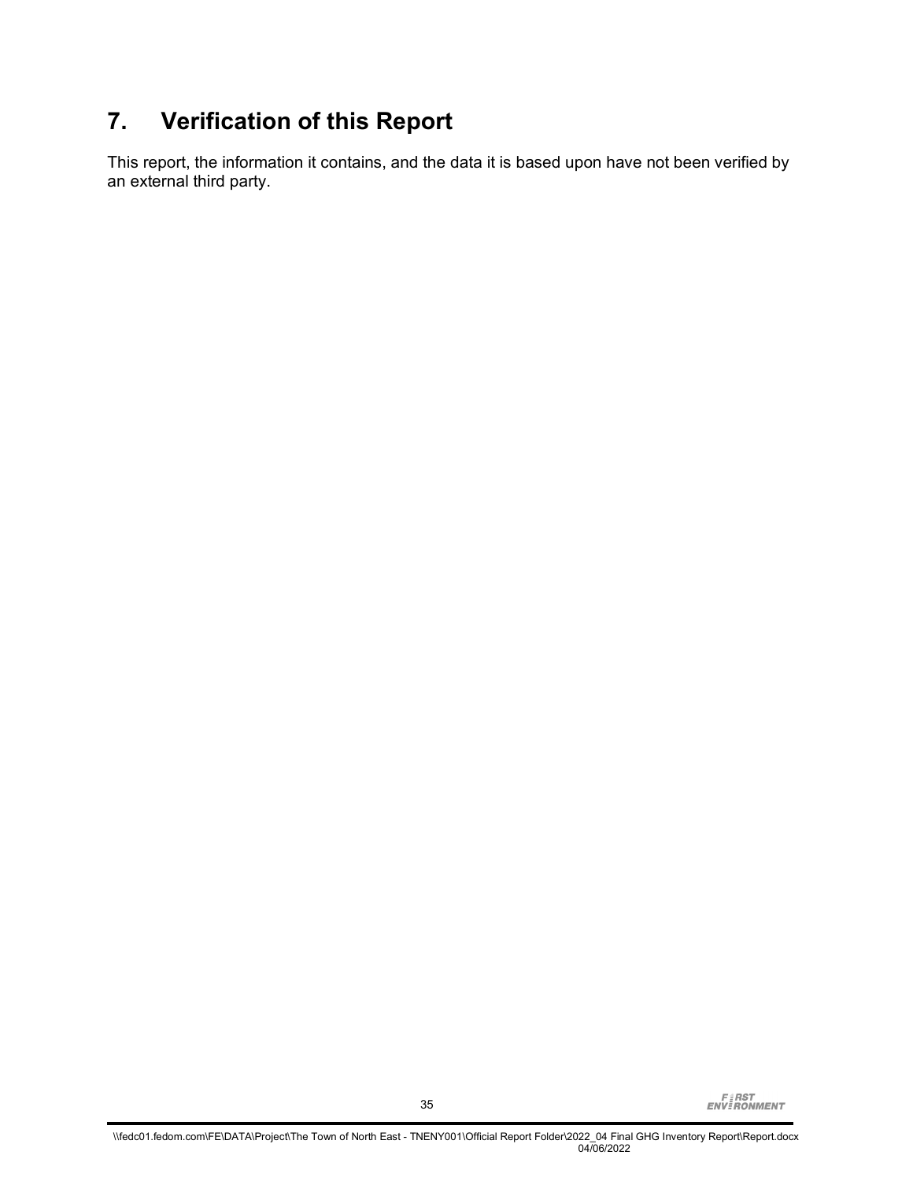# 7. Verification of this Report

This report, the information it contains, and the data it is based upon have not been verified by an external third party.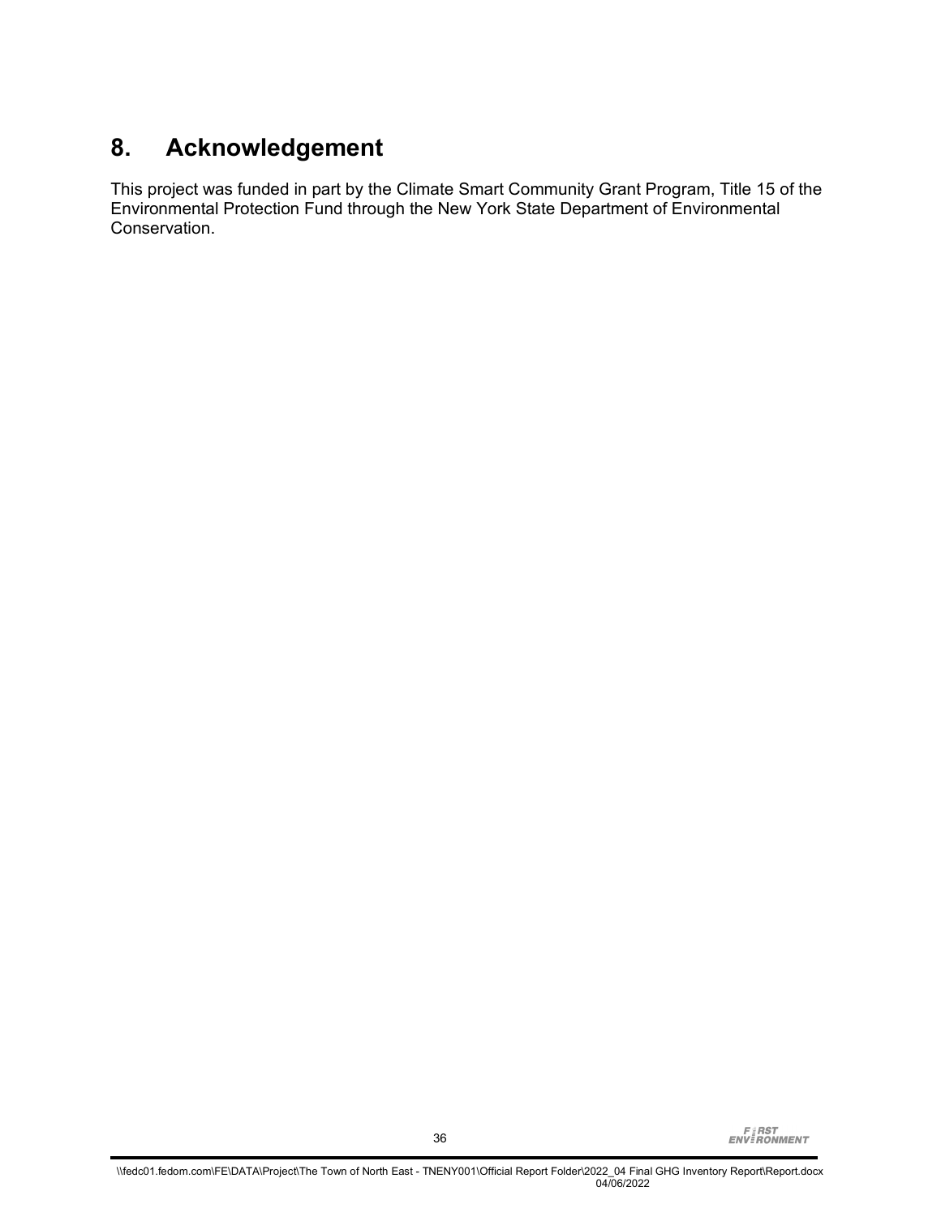# 8. Acknowledgement

This project was funded in part by the Climate Smart Community Grant Program, Title 15 of the Environmental Protection Fund through the New York State Department of Environmental Conservation.